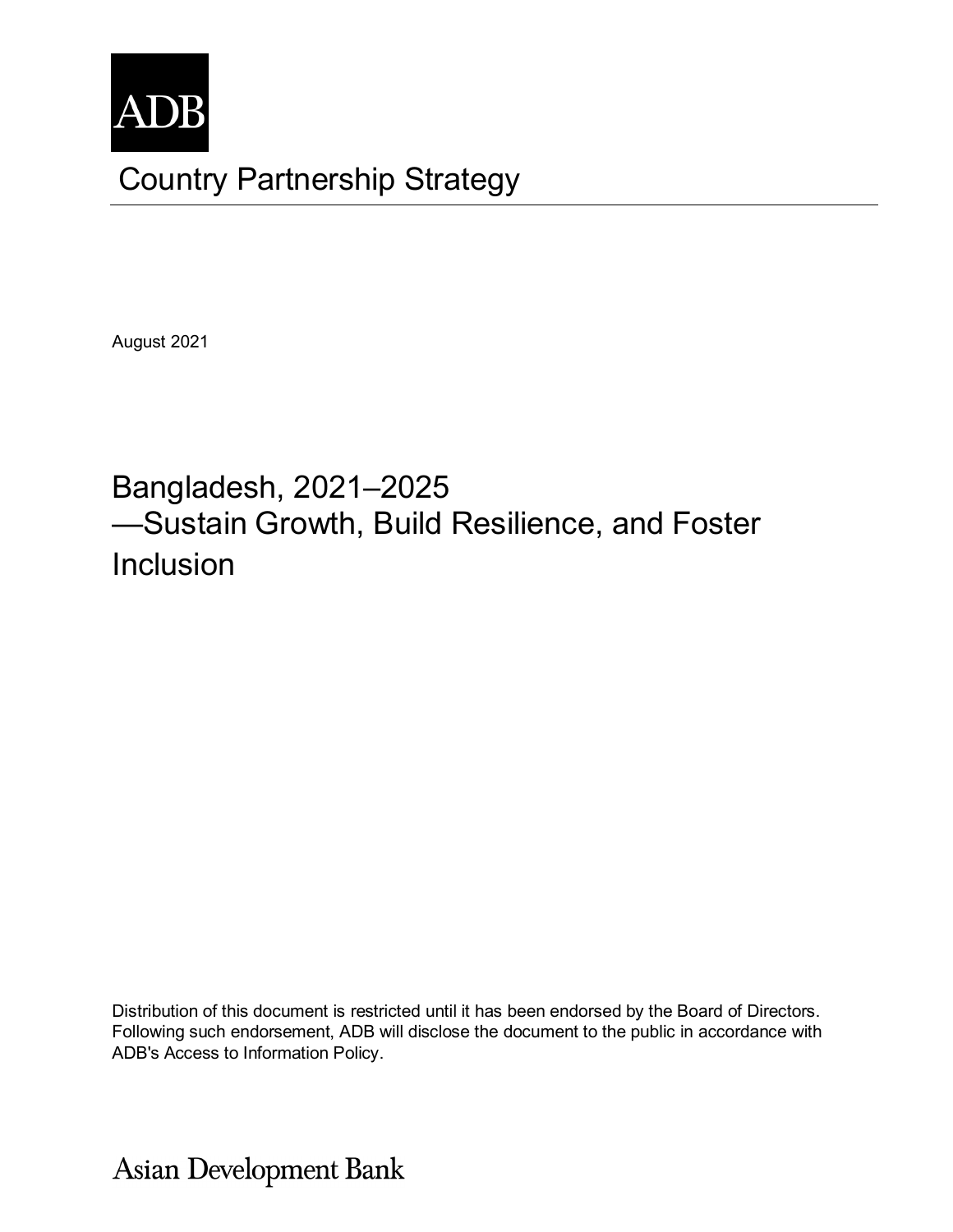ADB

# Country Partnership Strategy

August 2021

## Bangladesh, 2021–2025 —Sustain Growth, Build Resilience, and Foster Inclusion

Distribution of this document is restricted until it has been endorsed by the Board of Directors. Following such endorsement, ADB will disclose the document to the public in accordance with ADB's Access to Information Policy.

Asian Development Bank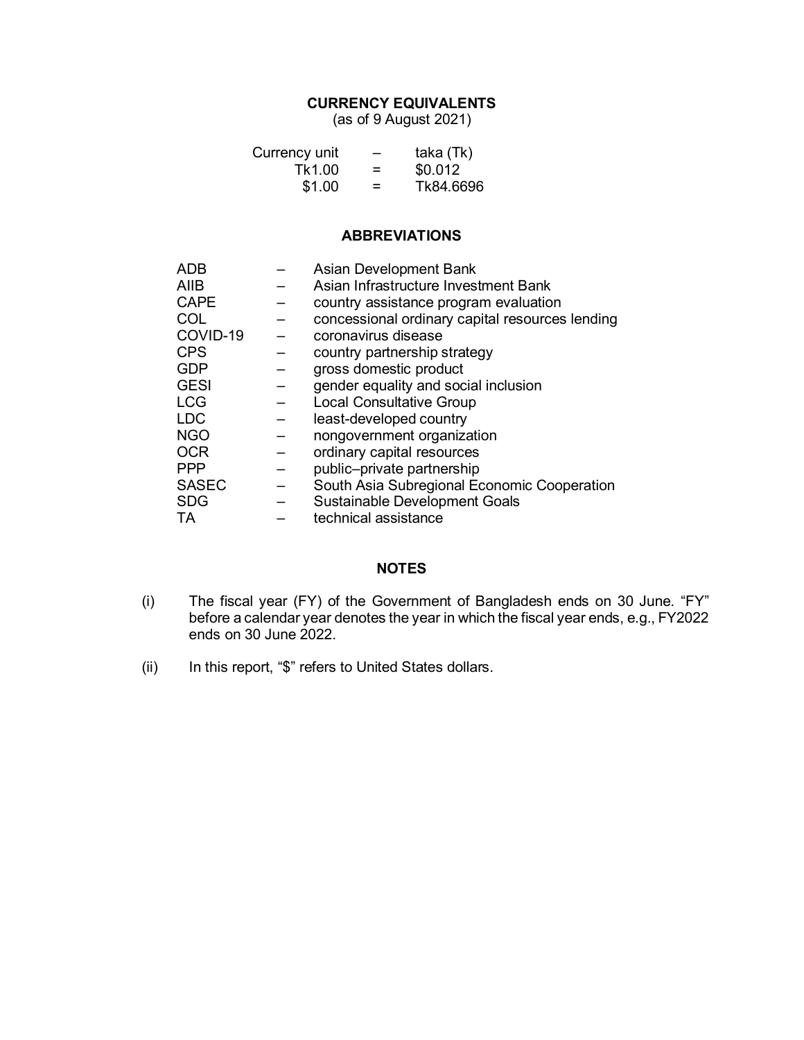## CURRENCY EQUIVALENTS

(as of 9 August 2021)

| | | |
|---|---|---|
| Currency unit | – | taka (Tk) |
| Tk1.00 | = | $0.012 |
| $1.00 | = | Tk84.6696 |

## ABBREVIATIONS

| | | |
|---|---|---|
| ADB | – | Asian Development Bank |
| AIIB | – | Asian Infrastructure Investment Bank |
| CAPE | – | country assistance program evaluation |
| COL | – | concessional ordinary capital resources lending |
| COVID-19 | – | coronavirus disease |
| CPS | – | country partnership strategy |
| GDP | – | gross domestic product |
| GESI | – | gender equality and social inclusion |
| LCG | – | Local Consultative Group |
| LDC | – | least-developed country |
| NGO | – | nongovernment organization |
| OCR | – | ordinary capital resources |
| PPP | – | public–private partnership |
| SASEC | – | South Asia Subregional Economic Cooperation |
| SDG | – | Sustainable Development Goals |
| TA | – | technical assistance |

## NOTES

(i) The fiscal year (FY) of the Government of Bangladesh ends on 30 June. "FY" before a calendar year denotes the year in which the fiscal year ends, e.g., FY2022 ends on 30 June 2022.

(ii) In this report, "$" refers to United States dollars.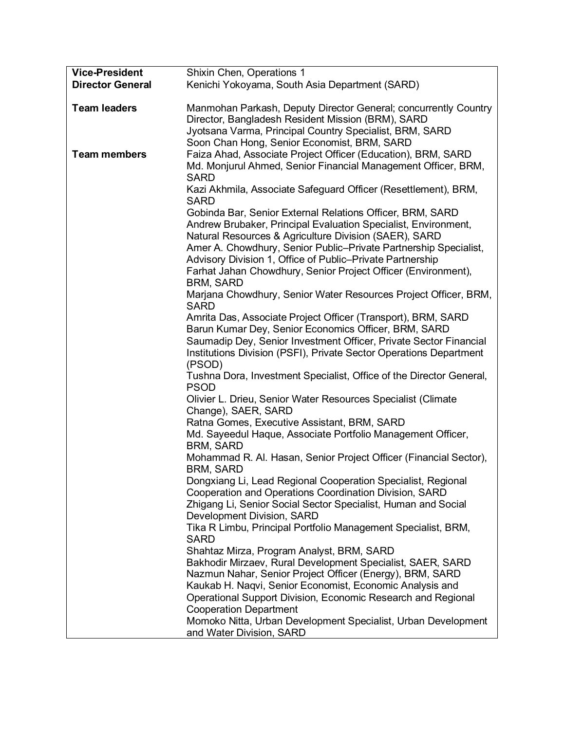| | |
|---|---|
| **Vice-President** | Shixin Chen, Operations 1 |
| **Director General** | Kenichi Yokoyama, South Asia Department (SARD) |
| | |
| **Team leaders** | Manmohan Parkash, Deputy Director General; concurrently Country Director, Bangladesh Resident Mission (BRM), SARD<br>Jyotsana Varma, Principal Country Specialist, BRM, SARD<br>Soon Chan Hong, Senior Economist, BRM, SARD |
| **Team members** | Faiza Ahad, Associate Project Officer (Education), BRM, SARD<br>Md. Monjurul Ahmed, Senior Financial Management Officer, BRM, SARD<br>Kazi Akhmila, Associate Safeguard Officer (Resettlement), BRM, SARD<br>Gobinda Bar, Senior External Relations Officer, BRM, SARD<br>Andrew Brubaker, Principal Evaluation Specialist, Environment, Natural Resources & Agriculture Division (SAER), SARD<br>Amer A. Chowdhury, Senior Public–Private Partnership Specialist, Advisory Division 1, Office of Public–Private Partnership<br>Farhat Jahan Chowdhury, Senior Project Officer (Environment), BRM, SARD<br>Marjana Chowdhury, Senior Water Resources Project Officer, BRM, SARD<br>Amrita Das, Associate Project Officer (Transport), BRM, SARD<br>Barun Kumar Dey, Senior Economics Officer, BRM, SARD<br>Saumadip Dey, Senior Investment Officer, Private Sector Financial Institutions Division (PSFI), Private Sector Operations Department (PSOD)<br>Tushna Dora, Investment Specialist, Office of the Director General, PSOD<br>Olivier L. Drieu, Senior Water Resources Specialist (Climate Change), SAER, SARD<br>Ratna Gomes, Executive Assistant, BRM, SARD<br>Md. Sayeedul Haque, Associate Portfolio Management Officer, BRM, SARD<br>Mohammad R. Al. Hasan, Senior Project Officer (Financial Sector), BRM, SARD<br>Dongxiang Li, Lead Regional Cooperation Specialist, Regional Cooperation and Operations Coordination Division, SARD<br>Zhigang Li, Senior Social Sector Specialist, Human and Social Development Division, SARD<br>Tika R Limbu, Principal Portfolio Management Specialist, BRM, SARD<br>Shahtaz Mirza, Program Analyst, BRM, SARD<br>Bakhodir Mirzaev, Rural Development Specialist, SAER, SARD<br>Nazmun Nahar, Senior Project Officer (Energy), BRM, SARD<br>Kaukab H. Naqvi, Senior Economist, Economic Analysis and Operational Support Division, Economic Research and Regional Cooperation Department<br>Momoko Nitta, Urban Development Specialist, Urban Development and Water Division, SARD |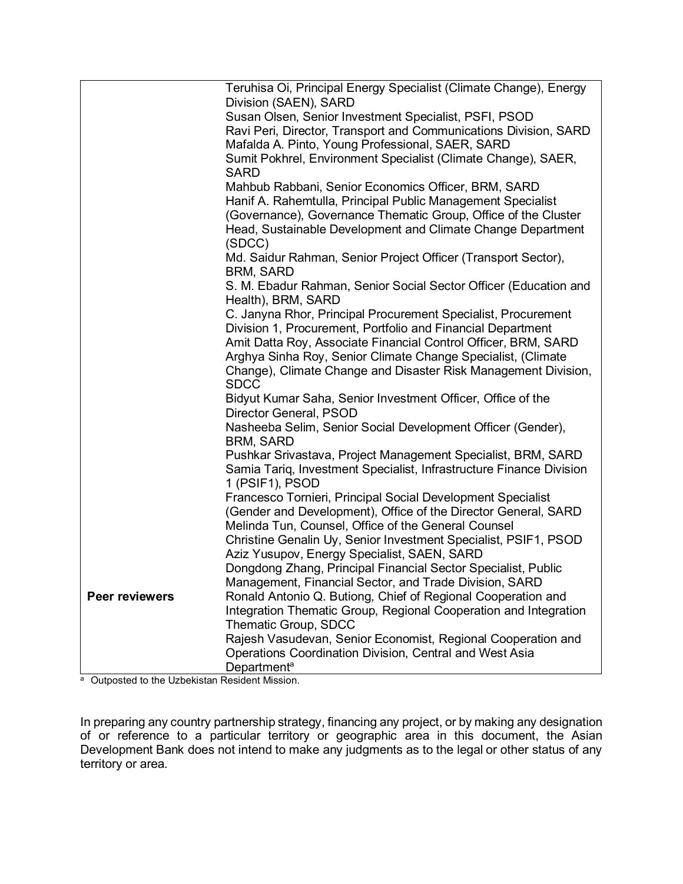|  |  |
| --- | --- |
|  | Teruhisa Oi, Principal Energy Specialist (Climate Change), Energy Division (SAEN), SARD<br>Susan Olsen, Senior Investment Specialist, PSFI, PSOD<br>Ravi Peri, Director, Transport and Communications Division, SARD<br>Mafalda A. Pinto, Young Professional, SAER, SARD<br>Sumit Pokhrel, Environment Specialist (Climate Change), SAER, SARD<br>Mahbub Rabbani, Senior Economics Officer, BRM, SARD<br>Hanif A. Rahemtulla, Principal Public Management Specialist (Governance), Governance Thematic Group, Office of the Cluster Head, Sustainable Development and Climate Change Department (SDCC)<br>Md. Saidur Rahman, Senior Project Officer (Transport Sector), BRM, SARD<br>S. M. Ebadur Rahman, Senior Social Sector Officer (Education and Health), BRM, SARD<br>C. Janyna Rhor, Principal Procurement Specialist, Procurement Division 1, Procurement, Portfolio and Financial Department<br>Amit Datta Roy, Associate Financial Control Officer, BRM, SARD<br>Arghya Sinha Roy, Senior Climate Change Specialist, (Climate Change), Climate Change and Disaster Risk Management Division, SDCC<br>Bidyut Kumar Saha, Senior Investment Officer, Office of the Director General, PSOD<br>Nasheeba Selim, Senior Social Development Officer (Gender), BRM, SARD<br>Pushkar Srivastava, Project Management Specialist, BRM, SARD<br>Samia Tariq, Investment Specialist, Infrastructure Finance Division 1 (PSIF1), PSOD<br>Francesco Tornieri, Principal Social Development Specialist (Gender and Development), Office of the Director General, SARD<br>Melinda Tun, Counsel, Office of the General Counsel<br>Christine Genalin Uy, Senior Investment Specialist, PSIF1, PSOD<br>Aziz Yusupov, Energy Specialist, SAEN, SARD<br>Dongdong Zhang, Principal Financial Sector Specialist, Public Management, Financial Sector, and Trade Division, SARD |
| **Peer reviewers** | Ronald Antonio Q. Butiong, Chief of Regional Cooperation and Integration Thematic Group, Regional Cooperation and Integration Thematic Group, SDCC<br>Rajesh Vasudevan, Senior Economist, Regional Cooperation and Operations Coordination Division, Central and West Asia Department[a] |

[a] Outposted to the Uzbekistan Resident Mission.

In preparing any country partnership strategy, financing any project, or by making any designation of or reference to a particular territory or geographic area in this document, the Asian Development Bank does not intend to make any judgments as to the legal or other status of any territory or area.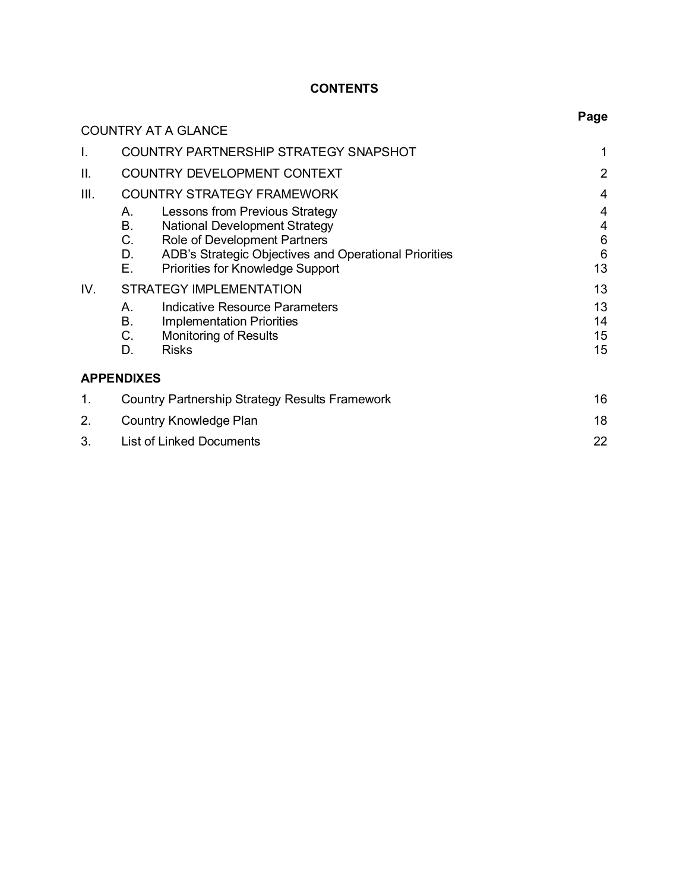# CONTENTS

| | | Page |
|---|---|---|
| COUNTRY AT A GLANCE | | |
| I. | COUNTRY PARTNERSHIP STRATEGY SNAPSHOT | 1 |
| II. | COUNTRY DEVELOPMENT CONTEXT | 2 |
| III. | COUNTRY STRATEGY FRAMEWORK | 4 |
| | A. Lessons from Previous Strategy | 4 |
| | B. National Development Strategy | 4 |
| | C. Role of Development Partners | 6 |
| | D. ADB's Strategic Objectives and Operational Priorities | 6 |
| | E. Priorities for Knowledge Support | 13 |
| IV. | STRATEGY IMPLEMENTATION | 13 |
| | A. Indicative Resource Parameters | 13 |
| | B. Implementation Priorities | 14 |
| | C. Monitoring of Results | 15 |
| | D. Risks | 15 |

**APPENDIXES**

| | | |
|---|---|---|
| 1. | Country Partnership Strategy Results Framework | 16 |
| 2. | Country Knowledge Plan | 18 |
| 3. | List of Linked Documents | 22 |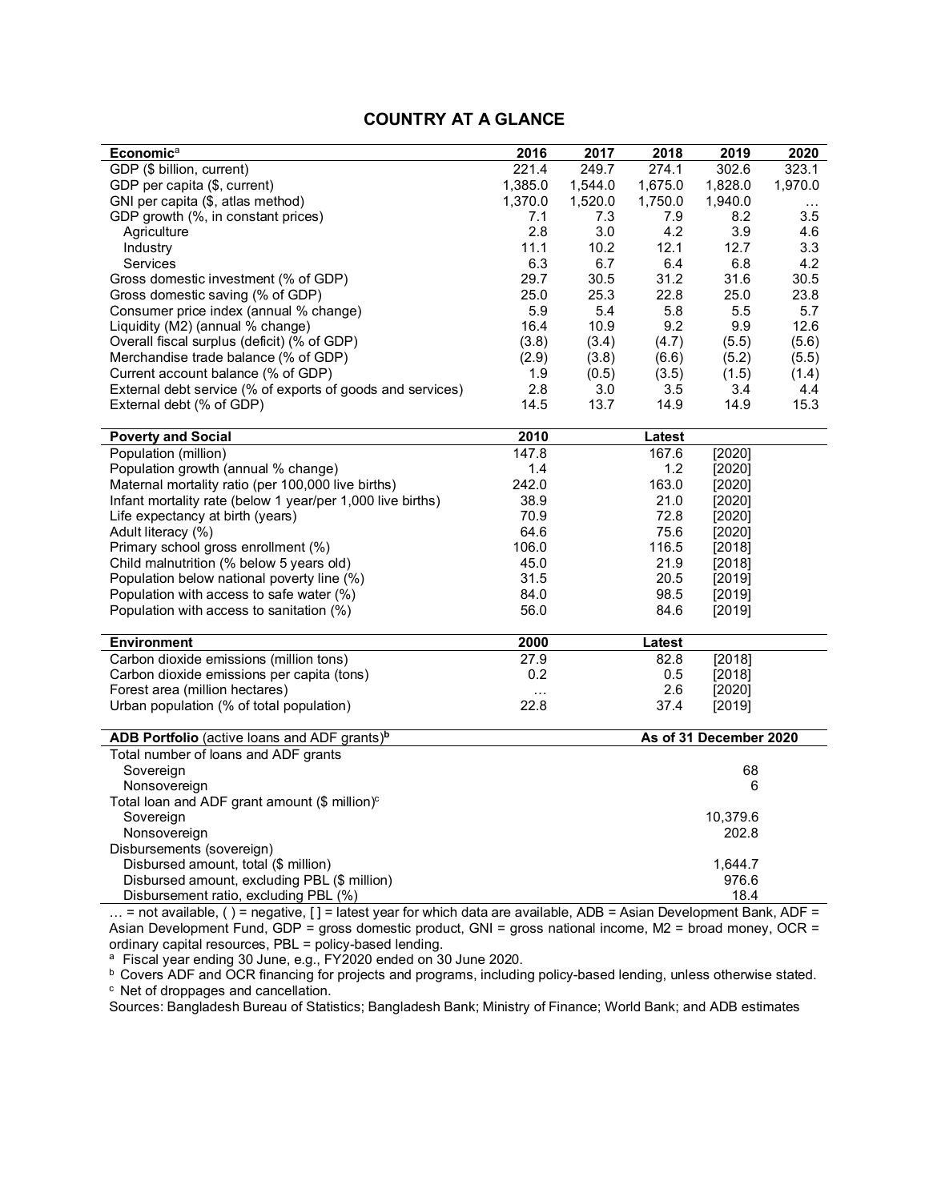# COUNTRY AT A GLANCE

| Economic[a] | 2016 | 2017 | 2018 | 2019 | 2020 |
|---|---|---|---|---|---|
| GDP ($ billion, current) | 221.4 | 249.7 | 274.1 | 302.6 | 323.1 |
| GDP per capita ($, current) | 1,385.0 | 1,544.0 | 1,675.0 | 1,828.0 | 1,970.0 |
| GNI per capita ($, atlas method) | 1,370.0 | 1,520.0 | 1,750.0 | 1,940.0 | … |
| GDP growth (%, in constant prices) | 7.1 | 7.3 | 7.9 | 8.2 | 3.5 |
| Agriculture | 2.8 | 3.0 | 4.2 | 3.9 | 4.6 |
| Industry | 11.1 | 10.2 | 12.1 | 12.7 | 3.3 |
| Services | 6.3 | 6.7 | 6.4 | 6.8 | 4.2 |
| Gross domestic investment (% of GDP) | 29.7 | 30.5 | 31.2 | 31.6 | 30.5 |
| Gross domestic saving (% of GDP) | 25.0 | 25.3 | 22.8 | 25.0 | 23.8 |
| Consumer price index (annual % change) | 5.9 | 5.4 | 5.8 | 5.5 | 5.7 |
| Liquidity (M2) (annual % change) | 16.4 | 10.9 | 9.2 | 9.9 | 12.6 |
| Overall fiscal surplus (deficit) (% of GDP) | (3.8) | (3.4) | (4.7) | (5.5) | (5.6) |
| Merchandise trade balance (% of GDP) | (2.9) | (3.8) | (6.6) | (5.2) | (5.5) |
| Current account balance (% of GDP) | 1.9 | (0.5) | (3.5) | (1.5) | (1.4) |
| External debt service (% of exports of goods and services) | 2.8 | 3.0 | 3.5 | 3.4 | 4.4 |
| External debt (% of GDP) | 14.5 | 13.7 | 14.9 | 14.9 | 15.3 |

| Poverty and Social | 2010 | Latest | |
|---|---|---|---|
| Population (million) | 147.8 | 167.6 | [2020] |
| Population growth (annual % change) | 1.4 | 1.2 | [2020] |
| Maternal mortality ratio (per 100,000 live births) | 242.0 | 163.0 | [2020] |
| Infant mortality rate (below 1 year/per 1,000 live births) | 38.9 | 21.0 | [2020] |
| Life expectancy at birth (years) | 70.9 | 72.8 | [2020] |
| Adult literacy (%) | 64.6 | 75.6 | [2020] |
| Primary school gross enrollment (%) | 106.0 | 116.5 | [2018] |
| Child malnutrition (% below 5 years old) | 45.0 | 21.9 | [2018] |
| Population below national poverty line (%) | 31.5 | 20.5 | [2019] |
| Population with access to safe water (%) | 84.0 | 98.5 | [2019] |
| Population with access to sanitation (%) | 56.0 | 84.6 | [2019] |

| Environment | 2000 | Latest | |
|---|---|---|---|
| Carbon dioxide emissions (million tons) | 27.9 | 82.8 | [2018] |
| Carbon dioxide emissions per capita (tons) | 0.2 | 0.5 | [2018] |
| Forest area (million hectares) | … | 2.6 | [2020] |
| Urban population (% of total population) | 22.8 | 37.4 | [2019] |

| ADB Portfolio (active loans and ADF grants)[b] | As of 31 December 2020 |
|---|---|
| Total number of loans and ADF grants | |
| Sovereign | 68 |
| Nonsovereign | 6 |
| Total loan and ADF grant amount ($ million)[c] | |
| Sovereign | 10,379.6 |
| Nonsovereign | 202.8 |
| Disbursements (sovereign) | |
| Disbursed amount, total ($ million) | 1,644.7 |
| Disbursed amount, excluding PBL ($ million) | 976.6 |
| Disbursement ratio, excluding PBL (%) | 18.4 |

… = not available, ( ) = negative, [ ] = latest year for which data are available, ADB = Asian Development Bank, ADF = Asian Development Fund, GDP = gross domestic product, GNI = gross national income, M2 = broad money, OCR = ordinary capital resources, PBL = policy-based lending.

[a] Fiscal year ending 30 June, e.g., FY2020 ended on 30 June 2020.

[b] Covers ADF and OCR financing for projects and programs, including policy-based lending, unless otherwise stated.

[c] Net of droppages and cancellation.

Sources: Bangladesh Bureau of Statistics; Bangladesh Bank; Ministry of Finance; World Bank; and ADB estimates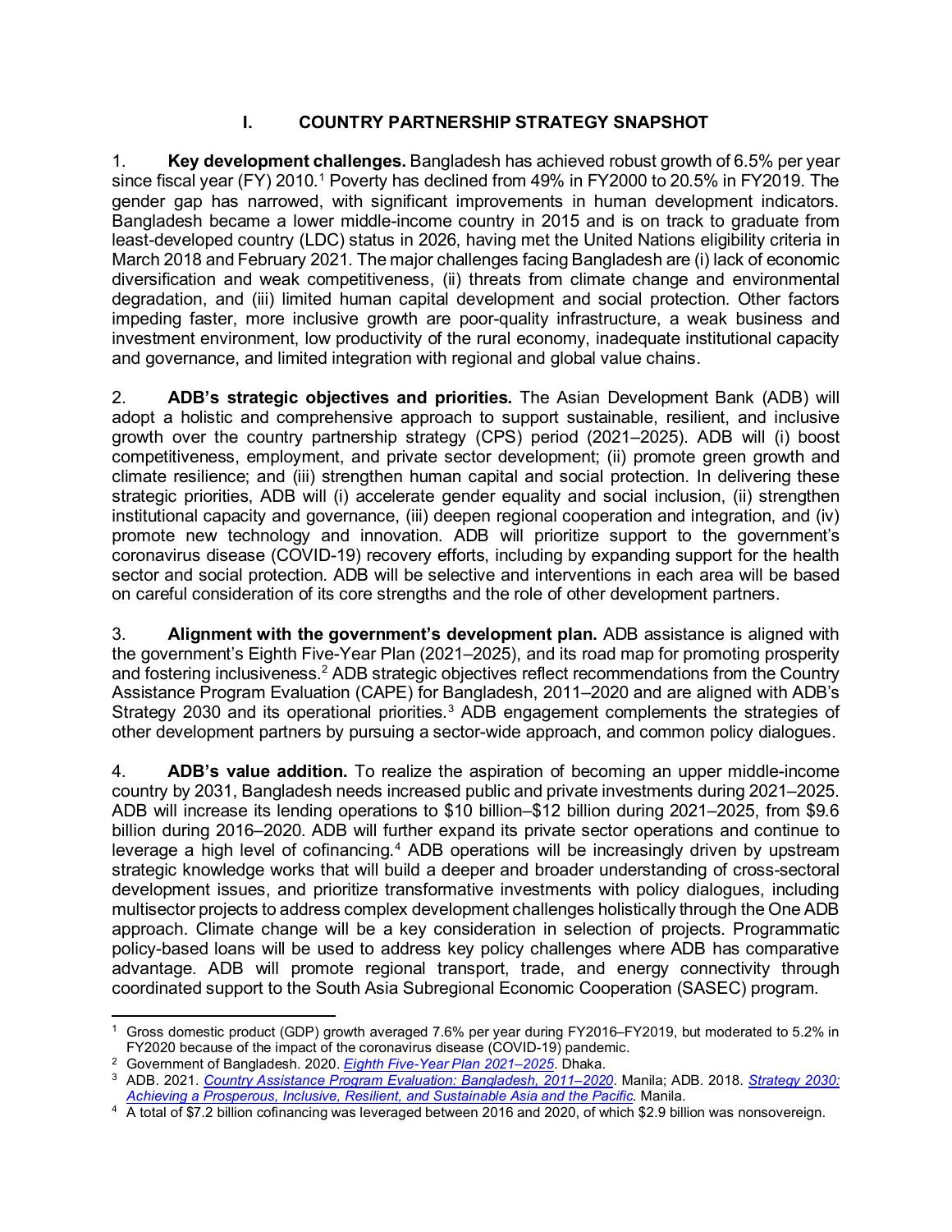# I. COUNTRY PARTNERSHIP STRATEGY SNAPSHOT

1. **Key development challenges.** Bangladesh has achieved robust growth of 6.5% per year since fiscal year (FY) 2010.[1] Poverty has declined from 49% in FY2000 to 20.5% in FY2019. The gender gap has narrowed, with significant improvements in human development indicators. Bangladesh became a lower middle-income country in 2015 and is on track to graduate from least-developed country (LDC) status in 2026, having met the United Nations eligibility criteria in March 2018 and February 2021. The major challenges facing Bangladesh are (i) lack of economic diversification and weak competitiveness, (ii) threats from climate change and environmental degradation, and (iii) limited human capital development and social protection. Other factors impeding faster, more inclusive growth are poor-quality infrastructure, a weak business and investment environment, low productivity of the rural economy, inadequate institutional capacity and governance, and limited integration with regional and global value chains.

2. **ADB's strategic objectives and priorities.** The Asian Development Bank (ADB) will adopt a holistic and comprehensive approach to support sustainable, resilient, and inclusive growth over the country partnership strategy (CPS) period (2021–2025). ADB will (i) boost competitiveness, employment, and private sector development; (ii) promote green growth and climate resilience; and (iii) strengthen human capital and social protection. In delivering these strategic priorities, ADB will (i) accelerate gender equality and social inclusion, (ii) strengthen institutional capacity and governance, (iii) deepen regional cooperation and integration, and (iv) promote new technology and innovation. ADB will prioritize support to the government's coronavirus disease (COVID-19) recovery efforts, including by expanding support for the health sector and social protection. ADB will be selective and interventions in each area will be based on careful consideration of its core strengths and the role of other development partners.

3. **Alignment with the government's development plan.** ADB assistance is aligned with the government's Eighth Five-Year Plan (2021–2025), and its road map for promoting prosperity and fostering inclusiveness.[2] ADB strategic objectives reflect recommendations from the Country Assistance Program Evaluation (CAPE) for Bangladesh, 2011–2020 and are aligned with ADB's Strategy 2030 and its operational priorities.[3] ADB engagement complements the strategies of other development partners by pursuing a sector-wide approach, and common policy dialogues.

4. **ADB's value addition.** To realize the aspiration of becoming an upper middle-income country by 2031, Bangladesh needs increased public and private investments during 2021–2025. ADB will increase its lending operations to $10 billion–$12 billion during 2021–2025, from $9.6 billion during 2016–2020. ADB will further expand its private sector operations and continue to leverage a high level of cofinancing.[4] ADB operations will be increasingly driven by upstream strategic knowledge works that will build a deeper and broader understanding of cross-sectoral development issues, and prioritize transformative investments with policy dialogues, including multisector projects to address complex development challenges holistically through the One ADB approach. Climate change will be a key consideration in selection of projects. Programmatic policy-based loans will be used to address key policy challenges where ADB has comparative advantage. ADB will promote regional transport, trade, and energy connectivity through coordinated support to the South Asia Subregional Economic Cooperation (SASEC) program.

---

[1] Gross domestic product (GDP) growth averaged 7.6% per year during FY2016–FY2019, but moderated to 5.2% in FY2020 because of the impact of the coronavirus disease (COVID-19) pandemic.

[2] Government of Bangladesh. 2020. *Eighth Five-Year Plan 2021–2025*. Dhaka.

[3] ADB. 2021. *Country Assistance Program Evaluation: Bangladesh, 2011–2020*. Manila; ADB. 2018. *Strategy 2030: Achieving a Prosperous, Inclusive, Resilient, and Sustainable Asia and the Pacific.* Manila.

[4] A total of $7.2 billion cofinancing was leveraged between 2016 and 2020, of which $2.9 billion was nonsovereign.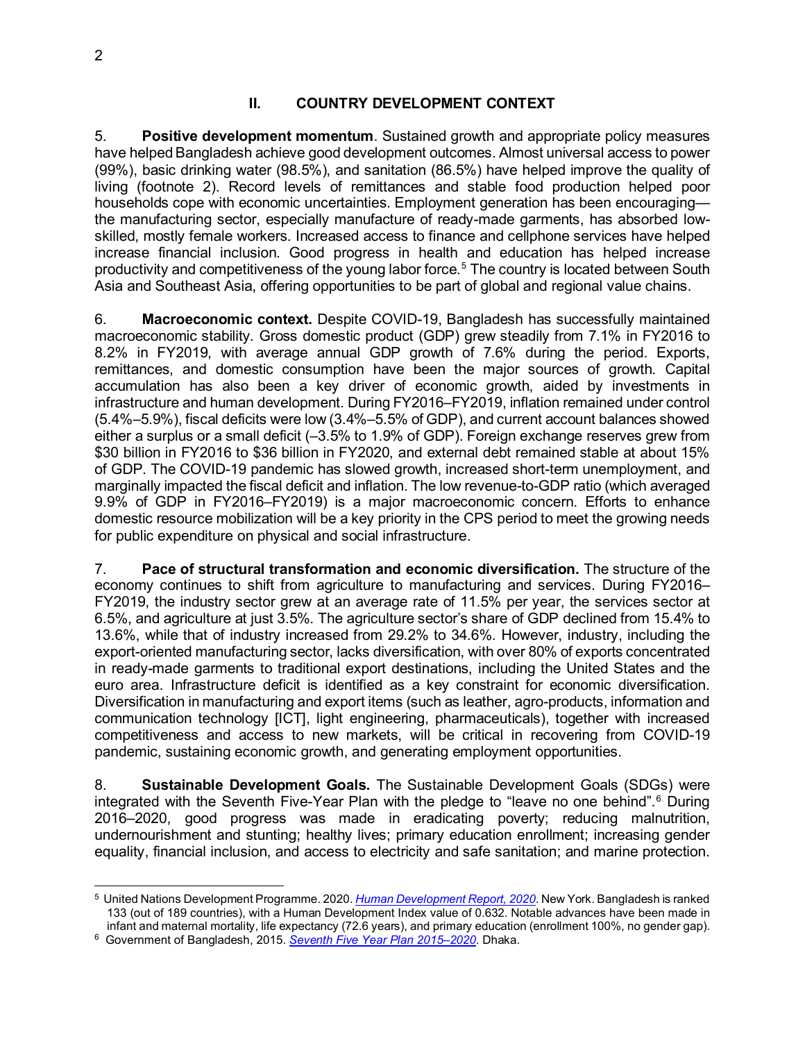## II. COUNTRY DEVELOPMENT CONTEXT

5. **Positive development momentum**. Sustained growth and appropriate policy measures have helped Bangladesh achieve good development outcomes. Almost universal access to power (99%), basic drinking water (98.5%), and sanitation (86.5%) have helped improve the quality of living (footnote 2). Record levels of remittances and stable food production helped poor households cope with economic uncertainties. Employment generation has been encouraging—the manufacturing sector, especially manufacture of ready-made garments, has absorbed low-skilled, mostly female workers. Increased access to finance and cellphone services have helped increase financial inclusion. Good progress in health and education has helped increase productivity and competitiveness of the young labor force.[5] The country is located between South Asia and Southeast Asia, offering opportunities to be part of global and regional value chains.

6. **Macroeconomic context.** Despite COVID-19, Bangladesh has successfully maintained macroeconomic stability. Gross domestic product (GDP) grew steadily from 7.1% in FY2016 to 8.2% in FY2019, with average annual GDP growth of 7.6% during the period. Exports, remittances, and domestic consumption have been the major sources of growth. Capital accumulation has also been a key driver of economic growth, aided by investments in infrastructure and human development. During FY2016–FY2019, inflation remained under control (5.4%–5.9%), fiscal deficits were low (3.4%–5.5% of GDP), and current account balances showed either a surplus or a small deficit (–3.5% to 1.9% of GDP). Foreign exchange reserves grew from $30 billion in FY2016 to $36 billion in FY2020, and external debt remained stable at about 15% of GDP. The COVID-19 pandemic has slowed growth, increased short-term unemployment, and marginally impacted the fiscal deficit and inflation. The low revenue-to-GDP ratio (which averaged 9.9% of GDP in FY2016–FY2019) is a major macroeconomic concern. Efforts to enhance domestic resource mobilization will be a key priority in the CPS period to meet the growing needs for public expenditure on physical and social infrastructure.

7. **Pace of structural transformation and economic diversification.** The structure of the economy continues to shift from agriculture to manufacturing and services. During FY2016–FY2019, the industry sector grew at an average rate of 11.5% per year, the services sector at 6.5%, and agriculture at just 3.5%. The agriculture sector's share of GDP declined from 15.4% to 13.6%, while that of industry increased from 29.2% to 34.6%. However, industry, including the export-oriented manufacturing sector, lacks diversification, with over 80% of exports concentrated in ready-made garments to traditional export destinations, including the United States and the euro area. Infrastructure deficit is identified as a key constraint for economic diversification. Diversification in manufacturing and export items (such as leather, agro-products, information and communication technology [ICT], light engineering, pharmaceuticals), together with increased competitiveness and access to new markets, will be critical in recovering from COVID-19 pandemic, sustaining economic growth, and generating employment opportunities.

8. **Sustainable Development Goals.** The Sustainable Development Goals (SDGs) were integrated with the Seventh Five-Year Plan with the pledge to "leave no one behind".[6] During 2016–2020, good progress was made in eradicating poverty; reducing malnutrition, undernourishment and stunting; healthy lives; primary education enrollment; increasing gender equality, financial inclusion, and access to electricity and safe sanitation; and marine protection.

---

[5] United Nations Development Programme. 2020. *Human Development Report, 2020*. New York. Bangladesh is ranked 133 (out of 189 countries), with a Human Development Index value of 0.632. Notable advances have been made in infant and maternal mortality, life expectancy (72.6 years), and primary education (enrollment 100%, no gender gap).

[6] Government of Bangladesh, 2015. *Seventh Five Year Plan 2015–2020*. Dhaka.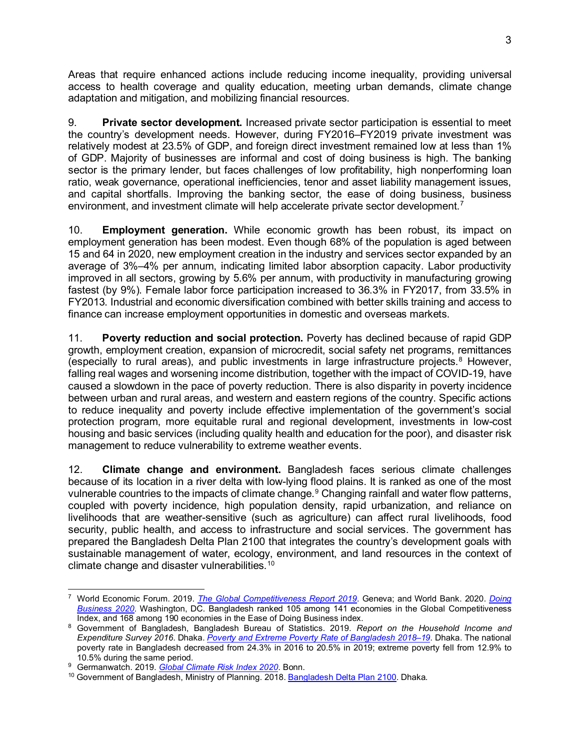Areas that require enhanced actions include reducing income inequality, providing universal access to health coverage and quality education, meeting urban demands, climate change adaptation and mitigation, and mobilizing financial resources.

9. **Private sector development.** Increased private sector participation is essential to meet the country's development needs. However, during FY2016–FY2019 private investment was relatively modest at 23.5% of GDP, and foreign direct investment remained low at less than 1% of GDP. Majority of businesses are informal and cost of doing business is high. The banking sector is the primary lender, but faces challenges of low profitability, high nonperforming loan ratio, weak governance, operational inefficiencies, tenor and asset liability management issues, and capital shortfalls. Improving the banking sector, the ease of doing business, business environment, and investment climate will help accelerate private sector development.[7]

10. **Employment generation.** While economic growth has been robust, its impact on employment generation has been modest. Even though 68% of the population is aged between 15 and 64 in 2020, new employment creation in the industry and services sector expanded by an average of 3%–4% per annum, indicating limited labor absorption capacity. Labor productivity improved in all sectors, growing by 5.6% per annum, with productivity in manufacturing growing fastest (by 9%). Female labor force participation increased to 36.3% in FY2017, from 33.5% in FY2013. Industrial and economic diversification combined with better skills training and access to finance can increase employment opportunities in domestic and overseas markets.

11. **Poverty reduction and social protection.** Poverty has declined because of rapid GDP growth, employment creation, expansion of microcredit, social safety net programs, remittances (especially to rural areas), and public investments in large infrastructure projects.[8] However, falling real wages and worsening income distribution, together with the impact of COVID-19, have caused a slowdown in the pace of poverty reduction. There is also disparity in poverty incidence between urban and rural areas, and western and eastern regions of the country. Specific actions to reduce inequality and poverty include effective implementation of the government's social protection program, more equitable rural and regional development, investments in low-cost housing and basic services (including quality health and education for the poor), and disaster risk management to reduce vulnerability to extreme weather events.

12. **Climate change and environment.** Bangladesh faces serious climate challenges because of its location in a river delta with low-lying flood plains. It is ranked as one of the most vulnerable countries to the impacts of climate change.[9] Changing rainfall and water flow patterns, coupled with poverty incidence, high population density, rapid urbanization, and reliance on livelihoods that are weather-sensitive (such as agriculture) can affect rural livelihoods, food security, public health, and access to infrastructure and social services. The government has prepared the Bangladesh Delta Plan 2100 that integrates the country's development goals with sustainable management of water, ecology, environment, and land resources in the context of climate change and disaster vulnerabilities.[10]

---

[7] World Economic Forum. 2019. *The Global Competitiveness Report 2019*. Geneva; and World Bank. 2020. *Doing Business 2020*. Washington, DC. Bangladesh ranked 105 among 141 economies in the Global Competitiveness Index, and 168 among 190 economies in the Ease of Doing Business index.

[8] Government of Bangladesh, Bangladesh Bureau of Statistics. 2019. *Report on the Household Income and Expenditure Survey 2016*. Dhaka. *Poverty and Extreme Poverty Rate of Bangladesh 2018–19*. Dhaka. The national poverty rate in Bangladesh decreased from 24.3% in 2016 to 20.5% in 2019; extreme poverty fell from 12.9% to 10.5% during the same period.

[9] Germanwatch. 2019. *Global Climate Risk Index 2020*. Bonn.

[10] Government of Bangladesh, Ministry of Planning. 2018. Bangladesh Delta Plan 2100. Dhaka.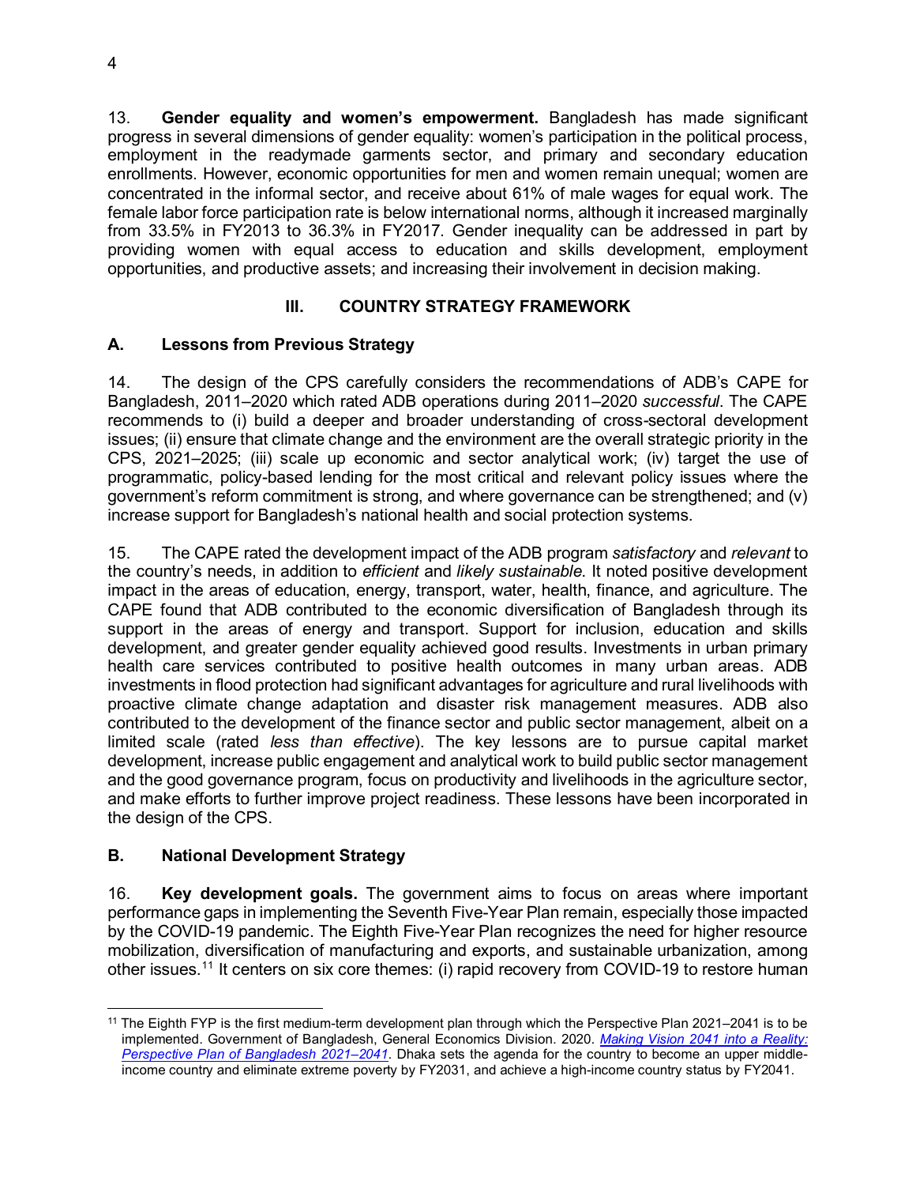13. **Gender equality and women's empowerment.** Bangladesh has made significant progress in several dimensions of gender equality: women's participation in the political process, employment in the readymade garments sector, and primary and secondary education enrollments. However, economic opportunities for men and women remain unequal; women are concentrated in the informal sector, and receive about 61% of male wages for equal work. The female labor force participation rate is below international norms, although it increased marginally from 33.5% in FY2013 to 36.3% in FY2017. Gender inequality can be addressed in part by providing women with equal access to education and skills development, employment opportunities, and productive assets; and increasing their involvement in decision making.

## III. COUNTRY STRATEGY FRAMEWORK

### A. Lessons from Previous Strategy

14. The design of the CPS carefully considers the recommendations of ADB's CAPE for Bangladesh, 2011–2020 which rated ADB operations during 2011–2020 *successful*. The CAPE recommends to (i) build a deeper and broader understanding of cross-sectoral development issues; (ii) ensure that climate change and the environment are the overall strategic priority in the CPS, 2021–2025; (iii) scale up economic and sector analytical work; (iv) target the use of programmatic, policy-based lending for the most critical and relevant policy issues where the government's reform commitment is strong, and where governance can be strengthened; and (v) increase support for Bangladesh's national health and social protection systems.

15. The CAPE rated the development impact of the ADB program *satisfactory* and *relevant* to the country's needs, in addition to *efficient* and *likely sustainable*. It noted positive development impact in the areas of education, energy, transport, water, health, finance, and agriculture. The CAPE found that ADB contributed to the economic diversification of Bangladesh through its support in the areas of energy and transport. Support for inclusion, education and skills development, and greater gender equality achieved good results. Investments in urban primary health care services contributed to positive health outcomes in many urban areas. ADB investments in flood protection had significant advantages for agriculture and rural livelihoods with proactive climate change adaptation and disaster risk management measures. ADB also contributed to the development of the finance sector and public sector management, albeit on a limited scale (rated *less than effective*). The key lessons are to pursue capital market development, increase public engagement and analytical work to build public sector management and the good governance program, focus on productivity and livelihoods in the agriculture sector, and make efforts to further improve project readiness. These lessons have been incorporated in the design of the CPS.

### B. National Development Strategy

16. **Key development goals.** The government aims to focus on areas where important performance gaps in implementing the Seventh Five-Year Plan remain, especially those impacted by the COVID-19 pandemic. The Eighth Five-Year Plan recognizes the need for higher resource mobilization, diversification of manufacturing and exports, and sustainable urbanization, among other issues.[11] It centers on six core themes: (i) rapid recovery from COVID-19 to restore human

---

[11] The Eighth FYP is the first medium-term development plan through which the Perspective Plan 2021–2041 is to be implemented. Government of Bangladesh, General Economics Division. 2020. *Making Vision 2041 into a Reality: Perspective Plan of Bangladesh 2021–2041*. Dhaka sets the agenda for the country to become an upper middle-income country and eliminate extreme poverty by FY2031, and achieve a high-income country status by FY2041.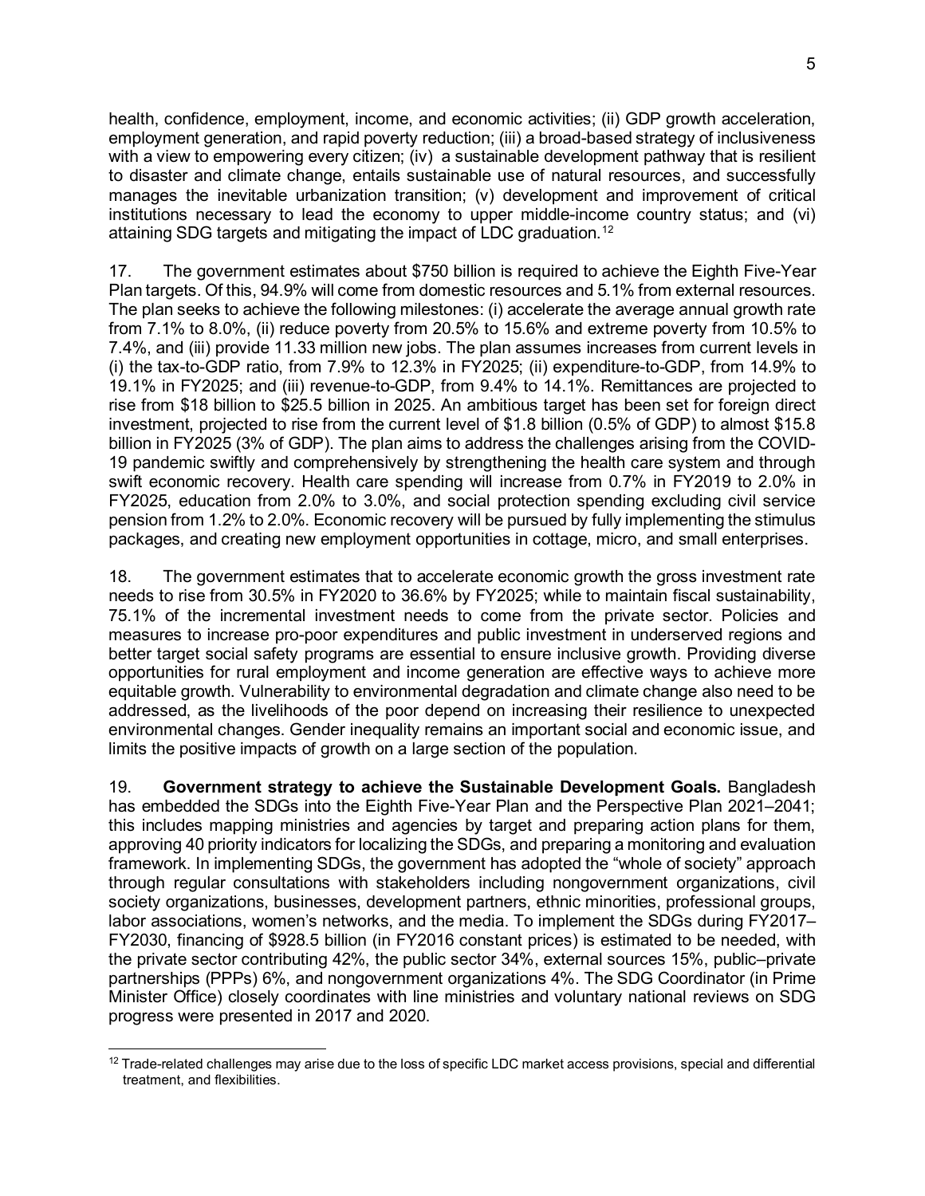health, confidence, employment, income, and economic activities; (ii) GDP growth acceleration, employment generation, and rapid poverty reduction; (iii) a broad-based strategy of inclusiveness with a view to empowering every citizen; (iv) a sustainable development pathway that is resilient to disaster and climate change, entails sustainable use of natural resources, and successfully manages the inevitable urbanization transition; (v) development and improvement of critical institutions necessary to lead the economy to upper middle-income country status; and (vi) attaining SDG targets and mitigating the impact of LDC graduation.[12]

17. The government estimates about $750 billion is required to achieve the Eighth Five-Year Plan targets. Of this, 94.9% will come from domestic resources and 5.1% from external resources. The plan seeks to achieve the following milestones: (i) accelerate the average annual growth rate from 7.1% to 8.0%, (ii) reduce poverty from 20.5% to 15.6% and extreme poverty from 10.5% to 7.4%, and (iii) provide 11.33 million new jobs. The plan assumes increases from current levels in (i) the tax-to-GDP ratio, from 7.9% to 12.3% in FY2025; (ii) expenditure-to-GDP, from 14.9% to 19.1% in FY2025; and (iii) revenue-to-GDP, from 9.4% to 14.1%. Remittances are projected to rise from $18 billion to $25.5 billion in 2025. An ambitious target has been set for foreign direct investment, projected to rise from the current level of $1.8 billion (0.5% of GDP) to almost $15.8 billion in FY2025 (3% of GDP). The plan aims to address the challenges arising from the COVID-19 pandemic swiftly and comprehensively by strengthening the health care system and through swift economic recovery. Health care spending will increase from 0.7% in FY2019 to 2.0% in FY2025, education from 2.0% to 3.0%, and social protection spending excluding civil service pension from 1.2% to 2.0%. Economic recovery will be pursued by fully implementing the stimulus packages, and creating new employment opportunities in cottage, micro, and small enterprises.

18. The government estimates that to accelerate economic growth the gross investment rate needs to rise from 30.5% in FY2020 to 36.6% by FY2025; while to maintain fiscal sustainability, 75.1% of the incremental investment needs to come from the private sector. Policies and measures to increase pro-poor expenditures and public investment in underserved regions and better target social safety programs are essential to ensure inclusive growth. Providing diverse opportunities for rural employment and income generation are effective ways to achieve more equitable growth. Vulnerability to environmental degradation and climate change also need to be addressed, as the livelihoods of the poor depend on increasing their resilience to unexpected environmental changes. Gender inequality remains an important social and economic issue, and limits the positive impacts of growth on a large section of the population.

19. **Government strategy to achieve the Sustainable Development Goals.** Bangladesh has embedded the SDGs into the Eighth Five-Year Plan and the Perspective Plan 2021–2041; this includes mapping ministries and agencies by target and preparing action plans for them, approving 40 priority indicators for localizing the SDGs, and preparing a monitoring and evaluation framework. In implementing SDGs, the government has adopted the "whole of society" approach through regular consultations with stakeholders including nongovernment organizations, civil society organizations, businesses, development partners, ethnic minorities, professional groups, labor associations, women's networks, and the media. To implement the SDGs during FY2017–FY2030, financing of $928.5 billion (in FY2016 constant prices) is estimated to be needed, with the private sector contributing 42%, the public sector 34%, external sources 15%, public–private partnerships (PPPs) 6%, and nongovernment organizations 4%. The SDG Coordinator (in Prime Minister Office) closely coordinates with line ministries and voluntary national reviews on SDG progress were presented in 2017 and 2020.

[12] Trade-related challenges may arise due to the loss of specific LDC market access provisions, special and differential treatment, and flexibilities.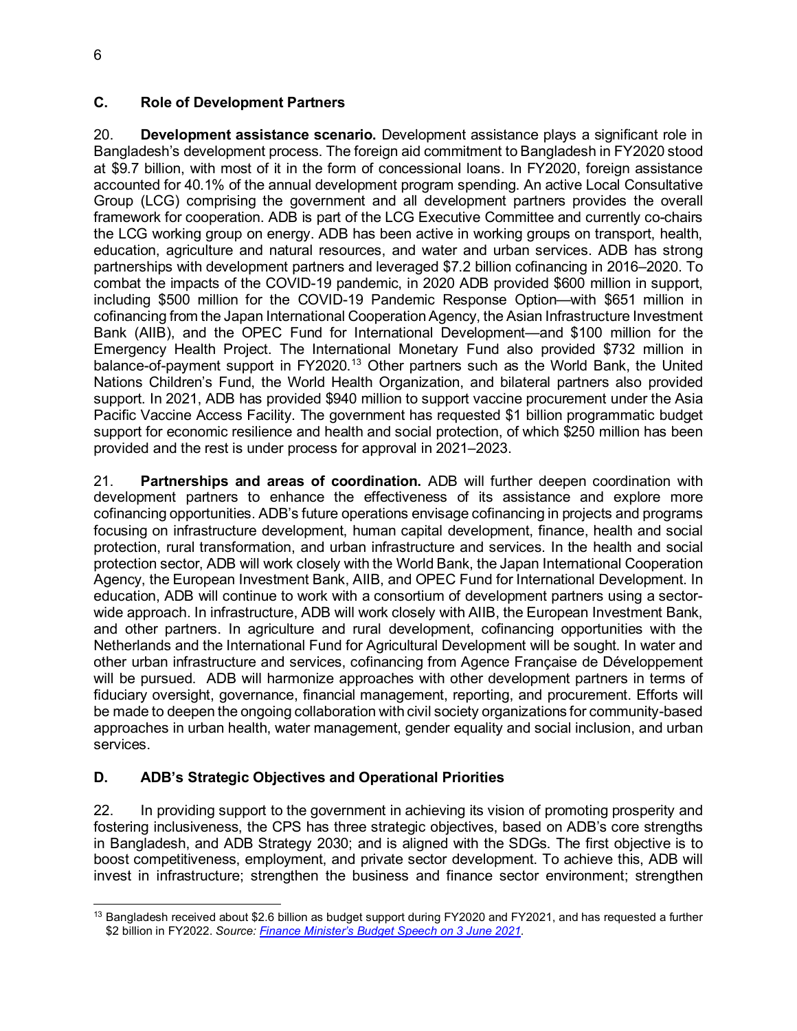## C. Role of Development Partners

20. **Development assistance scenario.** Development assistance plays a significant role in Bangladesh's development process. The foreign aid commitment to Bangladesh in FY2020 stood at $9.7 billion, with most of it in the form of concessional loans. In FY2020, foreign assistance accounted for 40.1% of the annual development program spending. An active Local Consultative Group (LCG) comprising the government and all development partners provides the overall framework for cooperation. ADB is part of the LCG Executive Committee and currently co-chairs the LCG working group on energy. ADB has been active in working groups on transport, health, education, agriculture and natural resources, and water and urban services. ADB has strong partnerships with development partners and leveraged $7.2 billion cofinancing in 2016–2020. To combat the impacts of the COVID-19 pandemic, in 2020 ADB provided $600 million in support, including $500 million for the COVID-19 Pandemic Response Option—with $651 million in cofinancing from the Japan International Cooperation Agency, the Asian Infrastructure Investment Bank (AIIB), and the OPEC Fund for International Development—and $100 million for the Emergency Health Project. The International Monetary Fund also provided $732 million in balance-of-payment support in FY2020.[13] Other partners such as the World Bank, the United Nations Children's Fund, the World Health Organization, and bilateral partners also provided support. In 2021, ADB has provided $940 million to support vaccine procurement under the Asia Pacific Vaccine Access Facility. The government has requested $1 billion programmatic budget support for economic resilience and health and social protection, of which $250 million has been provided and the rest is under process for approval in 2021–2023.

21. **Partnerships and areas of coordination.** ADB will further deepen coordination with development partners to enhance the effectiveness of its assistance and explore more cofinancing opportunities. ADB's future operations envisage cofinancing in projects and programs focusing on infrastructure development, human capital development, finance, health and social protection, rural transformation, and urban infrastructure and services. In the health and social protection sector, ADB will work closely with the World Bank, the Japan International Cooperation Agency, the European Investment Bank, AIIB, and OPEC Fund for International Development. In education, ADB will continue to work with a consortium of development partners using a sector-wide approach. In infrastructure, ADB will work closely with AIIB, the European Investment Bank, and other partners. In agriculture and rural development, cofinancing opportunities with the Netherlands and the International Fund for Agricultural Development will be sought. In water and other urban infrastructure and services, cofinancing from Agence Française de Développement will be pursued. ADB will harmonize approaches with other development partners in terms of fiduciary oversight, governance, financial management, reporting, and procurement. Efforts will be made to deepen the ongoing collaboration with civil society organizations for community-based approaches in urban health, water management, gender equality and social inclusion, and urban services.

## D. ADB's Strategic Objectives and Operational Priorities

22. In providing support to the government in achieving its vision of promoting prosperity and fostering inclusiveness, the CPS has three strategic objectives, based on ADB's core strengths in Bangladesh, and ADB Strategy 2030; and is aligned with the SDGs. The first objective is to boost competitiveness, employment, and private sector development. To achieve this, ADB will invest in infrastructure; strengthen the business and finance sector environment; strengthen

---

[13] Bangladesh received about $2.6 billion as budget support during FY2020 and FY2021, and has requested a further $2 billion in FY2022. *Source:* [Finance Minister's Budget Speech on 3 June 2021](#).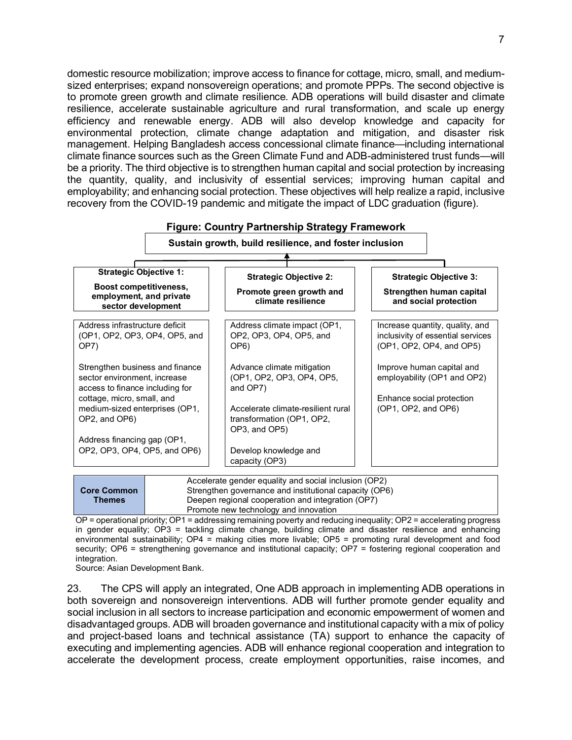domestic resource mobilization; improve access to finance for cottage, micro, small, and medium-sized enterprises; expand nonsovereign operations; and promote PPPs. The second objective is to promote green growth and climate resilience. ADB operations will build disaster and climate resilience, accelerate sustainable agriculture and rural transformation, and scale up energy efficiency and renewable energy. ADB will also develop knowledge and capacity for environmental protection, climate change adaptation and mitigation, and disaster risk management. Helping Bangladesh access concessional climate finance—including international climate finance sources such as the Green Climate Fund and ADB-administered trust funds—will be a priority. The third objective is to strengthen human capital and social protection by increasing the quantity, quality, and inclusivity of essential services; improving human capital and employability; and enhancing social protection. These objectives will help realize a rapid, inclusive recovery from the COVID-19 pandemic and mitigate the impact of LDC graduation (figure).

**Figure: Country Partnership Strategy Framework**

**Sustain growth, build resilience, and foster inclusion**

| **Strategic Objective 1:** **Boost competitiveness, employment, and private sector development** | **Strategic Objective 2:** **Promote green growth and climate resilience** | **Strategic Objective 3:** **Strengthen human capital and social protection** |
| --- | --- | --- |
| Address infrastructure deficit (OP1, OP2, OP3, OP4, OP5, and OP7) | Address climate impact (OP1, OP2, OP3, OP4, OP5, and OP6) | Increase quantity, quality, and inclusivity of essential services (OP1, OP2, OP4, and OP5) |
| Strengthen business and finance sector environment, increase access to finance including for cottage, micro, small, and medium-sized enterprises (OP1, OP2, and OP6) | Advance climate mitigation (OP1, OP2, OP3, OP4, OP5, and OP7) | Improve human capital and employability (OP1 and OP2) |
| Address financing gap (OP1, OP2, OP3, OP4, OP5, and OP6) | Accelerate climate-resilient rural transformation (OP1, OP2, OP3, and OP5) | Enhance social protection (OP1, OP2, and OP6) |
| | Develop knowledge and capacity (OP3) | |

| **Core Common Themes** | Accelerate gender equality and social inclusion (OP2)<br>Strengthen governance and institutional capacity (OP6)<br>Deepen regional cooperation and integration (OP7)<br>Promote new technology and innovation |
| --- | --- |

OP = operational priority; OP1 = addressing remaining poverty and reducing inequality; OP2 = accelerating progress in gender equality; OP3 = tackling climate change, building climate and disaster resilience and enhancing environmental sustainability; OP4 = making cities more livable; OP5 = promoting rural development and food security; OP6 = strengthening governance and institutional capacity; OP7 = fostering regional cooperation and integration.

Source: Asian Development Bank.

23. The CPS will apply an integrated, One ADB approach in implementing ADB operations in both sovereign and nonsovereign interventions. ADB will further promote gender equality and social inclusion in all sectors to increase participation and economic empowerment of women and disadvantaged groups. ADB will broaden governance and institutional capacity with a mix of policy and project-based loans and technical assistance (TA) support to enhance the capacity of executing and implementing agencies. ADB will enhance regional cooperation and integration to accelerate the development process, create employment opportunities, raise incomes, and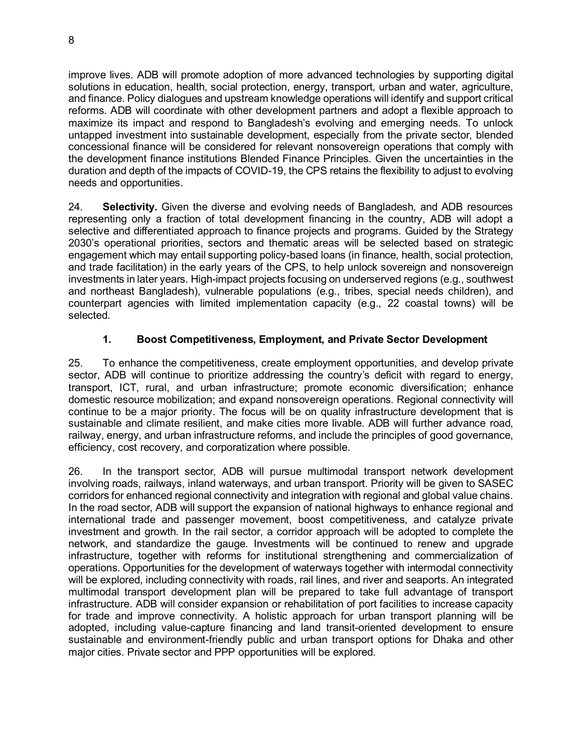improve lives. ADB will promote adoption of more advanced technologies by supporting digital solutions in education, health, social protection, energy, transport, urban and water, agriculture, and finance. Policy dialogues and upstream knowledge operations will identify and support critical reforms. ADB will coordinate with other development partners and adopt a flexible approach to maximize its impact and respond to Bangladesh's evolving and emerging needs. To unlock untapped investment into sustainable development, especially from the private sector, blended concessional finance will be considered for relevant nonsovereign operations that comply with the development finance institutions Blended Finance Principles. Given the uncertainties in the duration and depth of the impacts of COVID-19, the CPS retains the flexibility to adjust to evolving needs and opportunities.

24. **Selectivity.** Given the diverse and evolving needs of Bangladesh, and ADB resources representing only a fraction of total development financing in the country, ADB will adopt a selective and differentiated approach to finance projects and programs. Guided by the Strategy 2030's operational priorities, sectors and thematic areas will be selected based on strategic engagement which may entail supporting policy-based loans (in finance, health, social protection, and trade facilitation) in the early years of the CPS, to help unlock sovereign and nonsovereign investments in later years. High-impact projects focusing on underserved regions (e.g., southwest and northeast Bangladesh), vulnerable populations (e.g., tribes, special needs children), and counterpart agencies with limited implementation capacity (e.g., 22 coastal towns) will be selected.

### 1. Boost Competitiveness, Employment, and Private Sector Development

25. To enhance the competitiveness, create employment opportunities, and develop private sector, ADB will continue to prioritize addressing the country's deficit with regard to energy, transport, ICT, rural, and urban infrastructure; promote economic diversification; enhance domestic resource mobilization; and expand nonsovereign operations. Regional connectivity will continue to be a major priority. The focus will be on quality infrastructure development that is sustainable and climate resilient, and make cities more livable. ADB will further advance road, railway, energy, and urban infrastructure reforms, and include the principles of good governance, efficiency, cost recovery, and corporatization where possible.

26. In the transport sector, ADB will pursue multimodal transport network development involving roads, railways, inland waterways, and urban transport. Priority will be given to SASEC corridors for enhanced regional connectivity and integration with regional and global value chains. In the road sector, ADB will support the expansion of national highways to enhance regional and international trade and passenger movement, boost competitiveness, and catalyze private investment and growth. In the rail sector, a corridor approach will be adopted to complete the network, and standardize the gauge. Investments will be continued to renew and upgrade infrastructure, together with reforms for institutional strengthening and commercialization of operations. Opportunities for the development of waterways together with intermodal connectivity will be explored, including connectivity with roads, rail lines, and river and seaports. An integrated multimodal transport development plan will be prepared to take full advantage of transport infrastructure. ADB will consider expansion or rehabilitation of port facilities to increase capacity for trade and improve connectivity. A holistic approach for urban transport planning will be adopted, including value-capture financing and land transit-oriented development to ensure sustainable and environment-friendly public and urban transport options for Dhaka and other major cities. Private sector and PPP opportunities will be explored.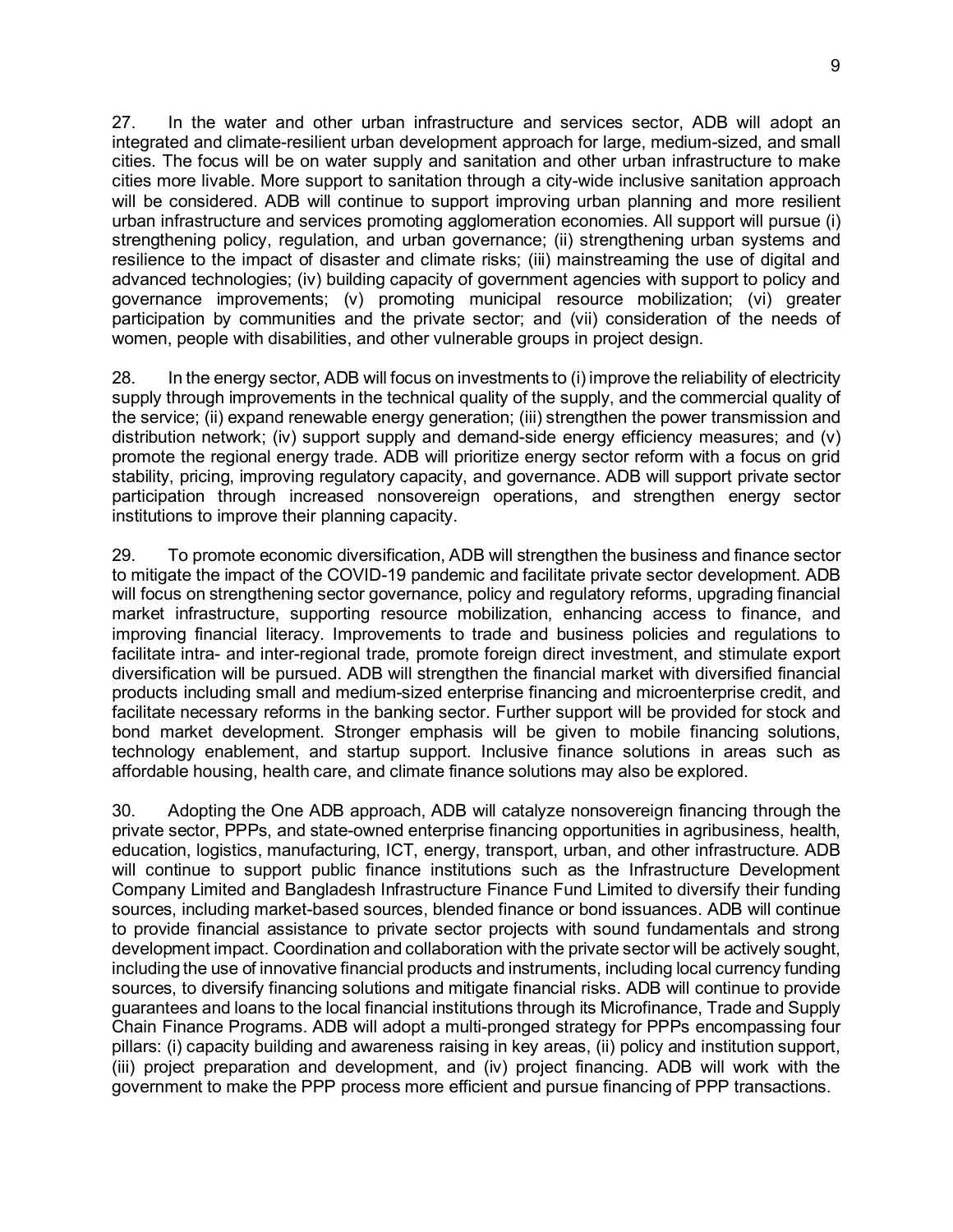27. In the water and other urban infrastructure and services sector, ADB will adopt an integrated and climate-resilient urban development approach for large, medium-sized, and small cities. The focus will be on water supply and sanitation and other urban infrastructure to make cities more livable. More support to sanitation through a city-wide inclusive sanitation approach will be considered. ADB will continue to support improving urban planning and more resilient urban infrastructure and services promoting agglomeration economies. All support will pursue (i) strengthening policy, regulation, and urban governance; (ii) strengthening urban systems and resilience to the impact of disaster and climate risks; (iii) mainstreaming the use of digital and advanced technologies; (iv) building capacity of government agencies with support to policy and governance improvements; (v) promoting municipal resource mobilization; (vi) greater participation by communities and the private sector; and (vii) consideration of the needs of women, people with disabilities, and other vulnerable groups in project design.

28. In the energy sector, ADB will focus on investments to (i) improve the reliability of electricity supply through improvements in the technical quality of the supply, and the commercial quality of the service; (ii) expand renewable energy generation; (iii) strengthen the power transmission and distribution network; (iv) support supply and demand-side energy efficiency measures; and (v) promote the regional energy trade. ADB will prioritize energy sector reform with a focus on grid stability, pricing, improving regulatory capacity, and governance. ADB will support private sector participation through increased nonsovereign operations, and strengthen energy sector institutions to improve their planning capacity.

29. To promote economic diversification, ADB will strengthen the business and finance sector to mitigate the impact of the COVID-19 pandemic and facilitate private sector development. ADB will focus on strengthening sector governance, policy and regulatory reforms, upgrading financial market infrastructure, supporting resource mobilization, enhancing access to finance, and improving financial literacy. Improvements to trade and business policies and regulations to facilitate intra- and inter-regional trade, promote foreign direct investment, and stimulate export diversification will be pursued. ADB will strengthen the financial market with diversified financial products including small and medium-sized enterprise financing and microenterprise credit, and facilitate necessary reforms in the banking sector. Further support will be provided for stock and bond market development. Stronger emphasis will be given to mobile financing solutions, technology enablement, and startup support. Inclusive finance solutions in areas such as affordable housing, health care, and climate finance solutions may also be explored.

30. Adopting the One ADB approach, ADB will catalyze nonsovereign financing through the private sector, PPPs, and state-owned enterprise financing opportunities in agribusiness, health, education, logistics, manufacturing, ICT, energy, transport, urban, and other infrastructure. ADB will continue to support public finance institutions such as the Infrastructure Development Company Limited and Bangladesh Infrastructure Finance Fund Limited to diversify their funding sources, including market-based sources, blended finance or bond issuances. ADB will continue to provide financial assistance to private sector projects with sound fundamentals and strong development impact. Coordination and collaboration with the private sector will be actively sought, including the use of innovative financial products and instruments, including local currency funding sources, to diversify financing solutions and mitigate financial risks. ADB will continue to provide guarantees and loans to the local financial institutions through its Microfinance, Trade and Supply Chain Finance Programs. ADB will adopt a multi-pronged strategy for PPPs encompassing four pillars: (i) capacity building and awareness raising in key areas, (ii) policy and institution support, (iii) project preparation and development, and (iv) project financing. ADB will work with the government to make the PPP process more efficient and pursue financing of PPP transactions.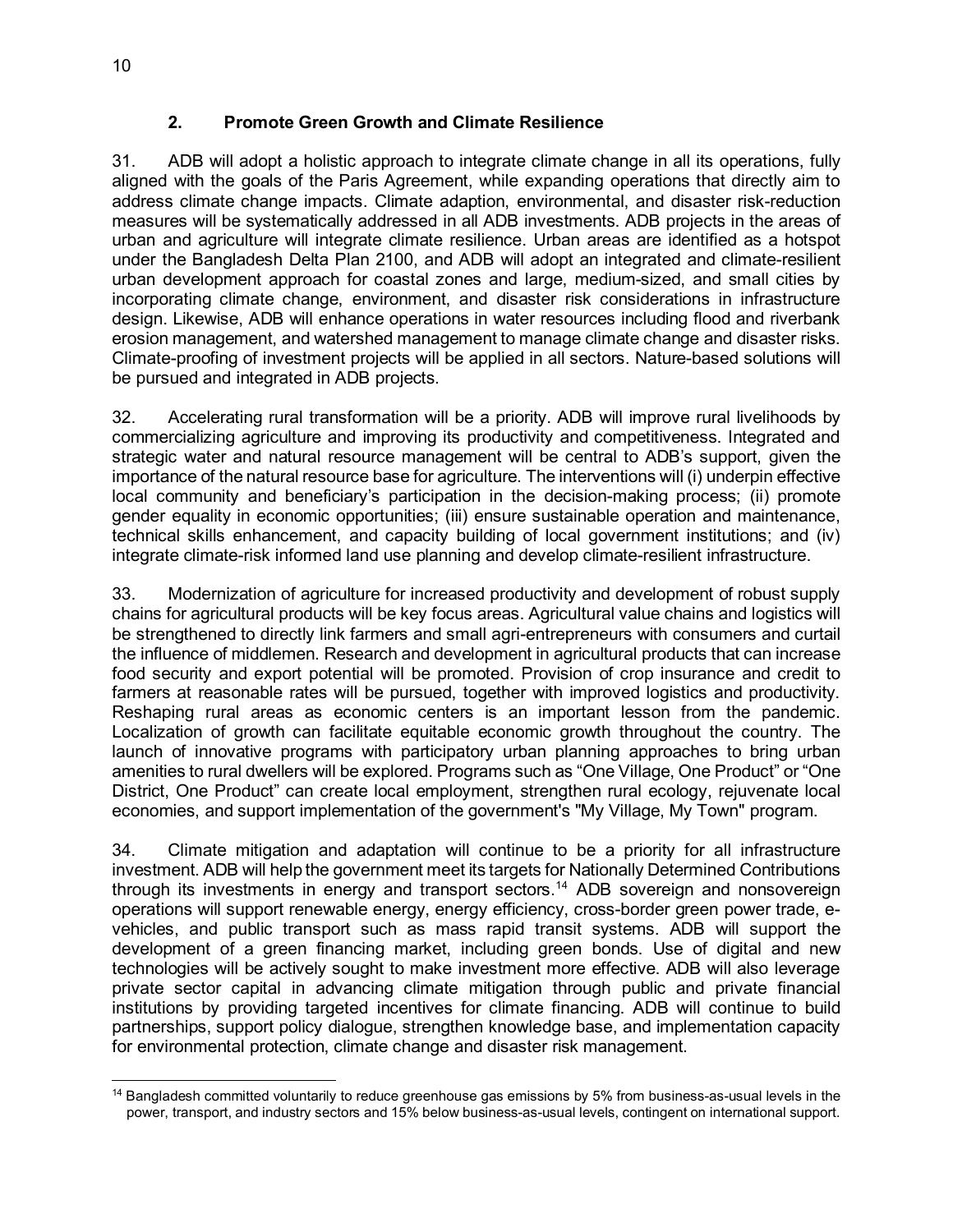### 2. Promote Green Growth and Climate Resilience

31. ADB will adopt a holistic approach to integrate climate change in all its operations, fully aligned with the goals of the Paris Agreement, while expanding operations that directly aim to address climate change impacts. Climate adaption, environmental, and disaster risk-reduction measures will be systematically addressed in all ADB investments. ADB projects in the areas of urban and agriculture will integrate climate resilience. Urban areas are identified as a hotspot under the Bangladesh Delta Plan 2100, and ADB will adopt an integrated and climate-resilient urban development approach for coastal zones and large, medium-sized, and small cities by incorporating climate change, environment, and disaster risk considerations in infrastructure design. Likewise, ADB will enhance operations in water resources including flood and riverbank erosion management, and watershed management to manage climate change and disaster risks. Climate-proofing of investment projects will be applied in all sectors. Nature-based solutions will be pursued and integrated in ADB projects.

32. Accelerating rural transformation will be a priority. ADB will improve rural livelihoods by commercializing agriculture and improving its productivity and competitiveness. Integrated and strategic water and natural resource management will be central to ADB's support, given the importance of the natural resource base for agriculture. The interventions will (i) underpin effective local community and beneficiary's participation in the decision-making process; (ii) promote gender equality in economic opportunities; (iii) ensure sustainable operation and maintenance, technical skills enhancement, and capacity building of local government institutions; and (iv) integrate climate-risk informed land use planning and develop climate-resilient infrastructure.

33. Modernization of agriculture for increased productivity and development of robust supply chains for agricultural products will be key focus areas. Agricultural value chains and logistics will be strengthened to directly link farmers and small agri-entrepreneurs with consumers and curtail the influence of middlemen. Research and development in agricultural products that can increase food security and export potential will be promoted. Provision of crop insurance and credit to farmers at reasonable rates will be pursued, together with improved logistics and productivity. Reshaping rural areas as economic centers is an important lesson from the pandemic. Localization of growth can facilitate equitable economic growth throughout the country. The launch of innovative programs with participatory urban planning approaches to bring urban amenities to rural dwellers will be explored. Programs such as "One Village, One Product" or "One District, One Product" can create local employment, strengthen rural ecology, rejuvenate local economies, and support implementation of the government's "My Village, My Town" program.

34. Climate mitigation and adaptation will continue to be a priority for all infrastructure investment. ADB will help the government meet its targets for Nationally Determined Contributions through its investments in energy and transport sectors.[14] ADB sovereign and nonsovereign operations will support renewable energy, energy efficiency, cross-border green power trade, e-vehicles, and public transport such as mass rapid transit systems. ADB will support the development of a green financing market, including green bonds. Use of digital and new technologies will be actively sought to make investment more effective. ADB will also leverage private sector capital in advancing climate mitigation through public and private financial institutions by providing targeted incentives for climate financing. ADB will continue to build partnerships, support policy dialogue, strengthen knowledge base, and implementation capacity for environmental protection, climate change and disaster risk management.

---

[14] Bangladesh committed voluntarily to reduce greenhouse gas emissions by 5% from business-as-usual levels in the power, transport, and industry sectors and 15% below business-as-usual levels, contingent on international support.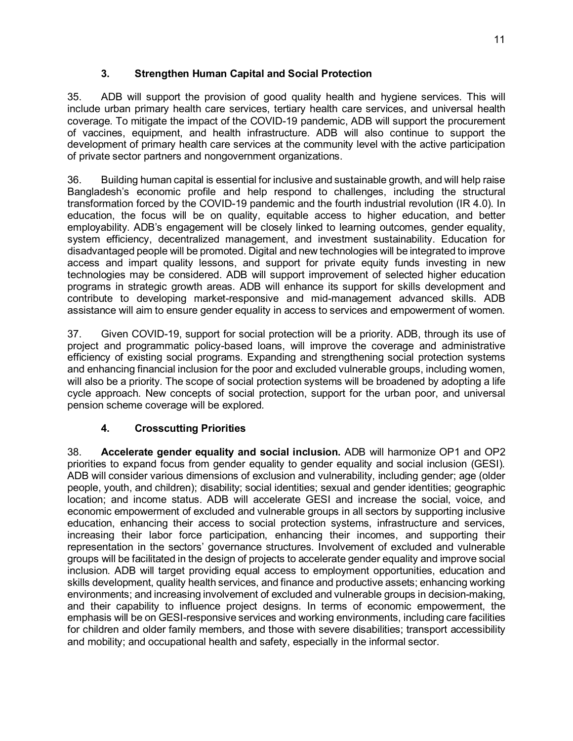### 3. Strengthen Human Capital and Social Protection

35. ADB will support the provision of good quality health and hygiene services. This will include urban primary health care services, tertiary health care services, and universal health coverage. To mitigate the impact of the COVID-19 pandemic, ADB will support the procurement of vaccines, equipment, and health infrastructure. ADB will also continue to support the development of primary health care services at the community level with the active participation of private sector partners and nongovernment organizations.

36. Building human capital is essential for inclusive and sustainable growth, and will help raise Bangladesh's economic profile and help respond to challenges, including the structural transformation forced by the COVID-19 pandemic and the fourth industrial revolution (IR 4.0). In education, the focus will be on quality, equitable access to higher education, and better employability. ADB's engagement will be closely linked to learning outcomes, gender equality, system efficiency, decentralized management, and investment sustainability. Education for disadvantaged people will be promoted. Digital and new technologies will be integrated to improve access and impart quality lessons, and support for private equity funds investing in new technologies may be considered. ADB will support improvement of selected higher education programs in strategic growth areas. ADB will enhance its support for skills development and contribute to developing market-responsive and mid-management advanced skills. ADB assistance will aim to ensure gender equality in access to services and empowerment of women.

37. Given COVID-19, support for social protection will be a priority. ADB, through its use of project and programmatic policy-based loans, will improve the coverage and administrative efficiency of existing social programs. Expanding and strengthening social protection systems and enhancing financial inclusion for the poor and excluded vulnerable groups, including women, will also be a priority. The scope of social protection systems will be broadened by adopting a life cycle approach. New concepts of social protection, support for the urban poor, and universal pension scheme coverage will be explored.

### 4. Crosscutting Priorities

38. **Accelerate gender equality and social inclusion.** ADB will harmonize OP1 and OP2 priorities to expand focus from gender equality to gender equality and social inclusion (GESI). ADB will consider various dimensions of exclusion and vulnerability, including gender; age (older people, youth, and children); disability; social identities; sexual and gender identities; geographic location; and income status. ADB will accelerate GESI and increase the social, voice, and economic empowerment of excluded and vulnerable groups in all sectors by supporting inclusive education, enhancing their access to social protection systems, infrastructure and services, increasing their labor force participation, enhancing their incomes, and supporting their representation in the sectors' governance structures. Involvement of excluded and vulnerable groups will be facilitated in the design of projects to accelerate gender equality and improve social inclusion. ADB will target providing equal access to employment opportunities, education and skills development, quality health services, and finance and productive assets; enhancing working environments; and increasing involvement of excluded and vulnerable groups in decision-making, and their capability to influence project designs. In terms of economic empowerment, the emphasis will be on GESI-responsive services and working environments, including care facilities for children and older family members, and those with severe disabilities; transport accessibility and mobility; and occupational health and safety, especially in the informal sector.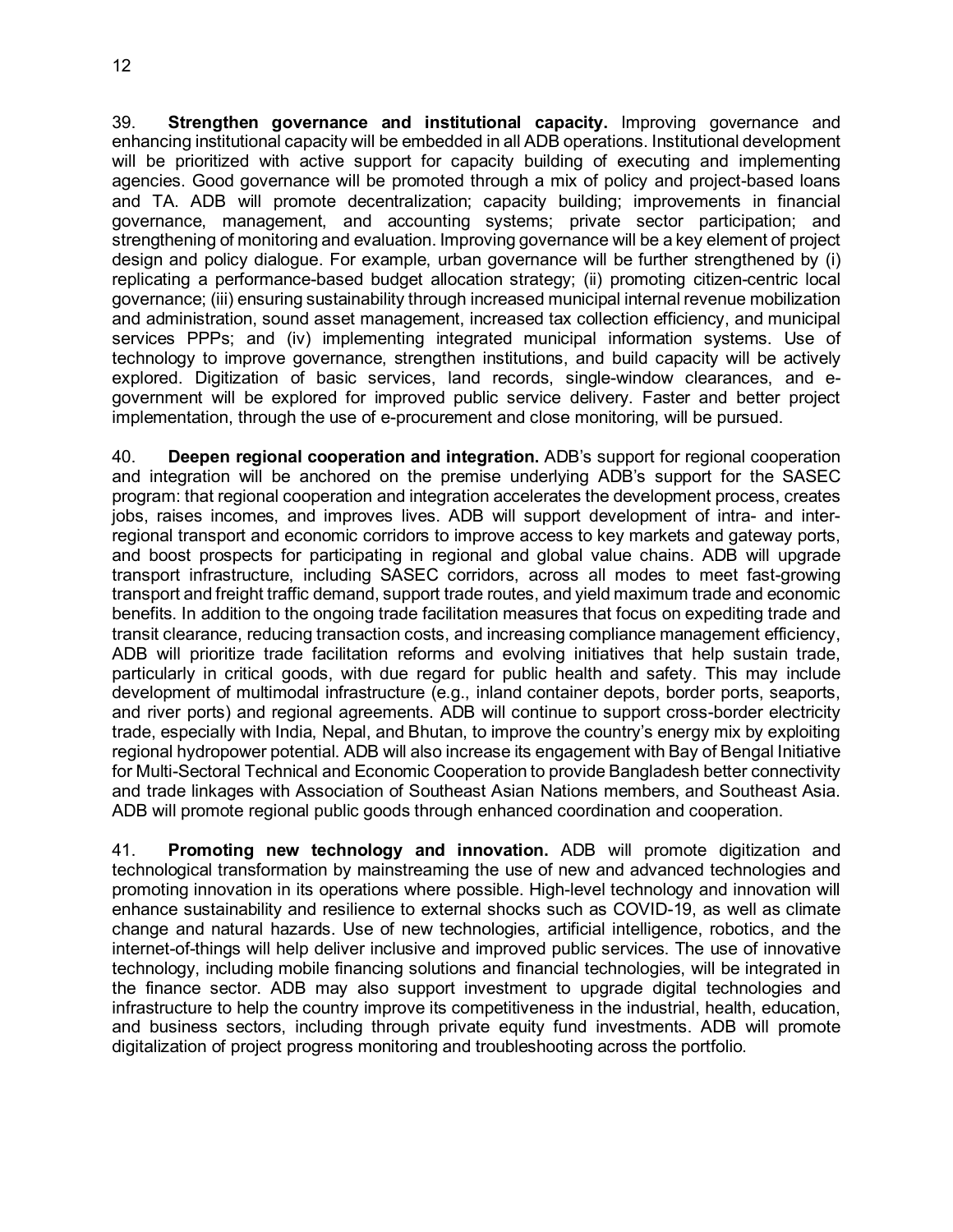39. **Strengthen governance and institutional capacity.** Improving governance and enhancing institutional capacity will be embedded in all ADB operations. Institutional development will be prioritized with active support for capacity building of executing and implementing agencies. Good governance will be promoted through a mix of policy and project-based loans and TA. ADB will promote decentralization; capacity building; improvements in financial governance, management, and accounting systems; private sector participation; and strengthening of monitoring and evaluation. Improving governance will be a key element of project design and policy dialogue. For example, urban governance will be further strengthened by (i) replicating a performance-based budget allocation strategy; (ii) promoting citizen-centric local governance; (iii) ensuring sustainability through increased municipal internal revenue mobilization and administration, sound asset management, increased tax collection efficiency, and municipal services PPPs; and (iv) implementing integrated municipal information systems. Use of technology to improve governance, strengthen institutions, and build capacity will be actively explored. Digitization of basic services, land records, single-window clearances, and e-government will be explored for improved public service delivery. Faster and better project implementation, through the use of e-procurement and close monitoring, will be pursued.

40. **Deepen regional cooperation and integration.** ADB's support for regional cooperation and integration will be anchored on the premise underlying ADB's support for the SASEC program: that regional cooperation and integration accelerates the development process, creates jobs, raises incomes, and improves lives. ADB will support development of intra- and inter-regional transport and economic corridors to improve access to key markets and gateway ports, and boost prospects for participating in regional and global value chains. ADB will upgrade transport infrastructure, including SASEC corridors, across all modes to meet fast-growing transport and freight traffic demand, support trade routes, and yield maximum trade and economic benefits. In addition to the ongoing trade facilitation measures that focus on expediting trade and transit clearance, reducing transaction costs, and increasing compliance management efficiency, ADB will prioritize trade facilitation reforms and evolving initiatives that help sustain trade, particularly in critical goods, with due regard for public health and safety. This may include development of multimodal infrastructure (e.g., inland container depots, border ports, seaports, and river ports) and regional agreements. ADB will continue to support cross-border electricity trade, especially with India, Nepal, and Bhutan, to improve the country's energy mix by exploiting regional hydropower potential. ADB will also increase its engagement with Bay of Bengal Initiative for Multi-Sectoral Technical and Economic Cooperation to provide Bangladesh better connectivity and trade linkages with Association of Southeast Asian Nations members, and Southeast Asia. ADB will promote regional public goods through enhanced coordination and cooperation.

41. **Promoting new technology and innovation.** ADB will promote digitization and technological transformation by mainstreaming the use of new and advanced technologies and promoting innovation in its operations where possible. High-level technology and innovation will enhance sustainability and resilience to external shocks such as COVID-19, as well as climate change and natural hazards. Use of new technologies, artificial intelligence, robotics, and the internet-of-things will help deliver inclusive and improved public services. The use of innovative technology, including mobile financing solutions and financial technologies, will be integrated in the finance sector. ADB may also support investment to upgrade digital technologies and infrastructure to help the country improve its competitiveness in the industrial, health, education, and business sectors, including through private equity fund investments. ADB will promote digitalization of project progress monitoring and troubleshooting across the portfolio.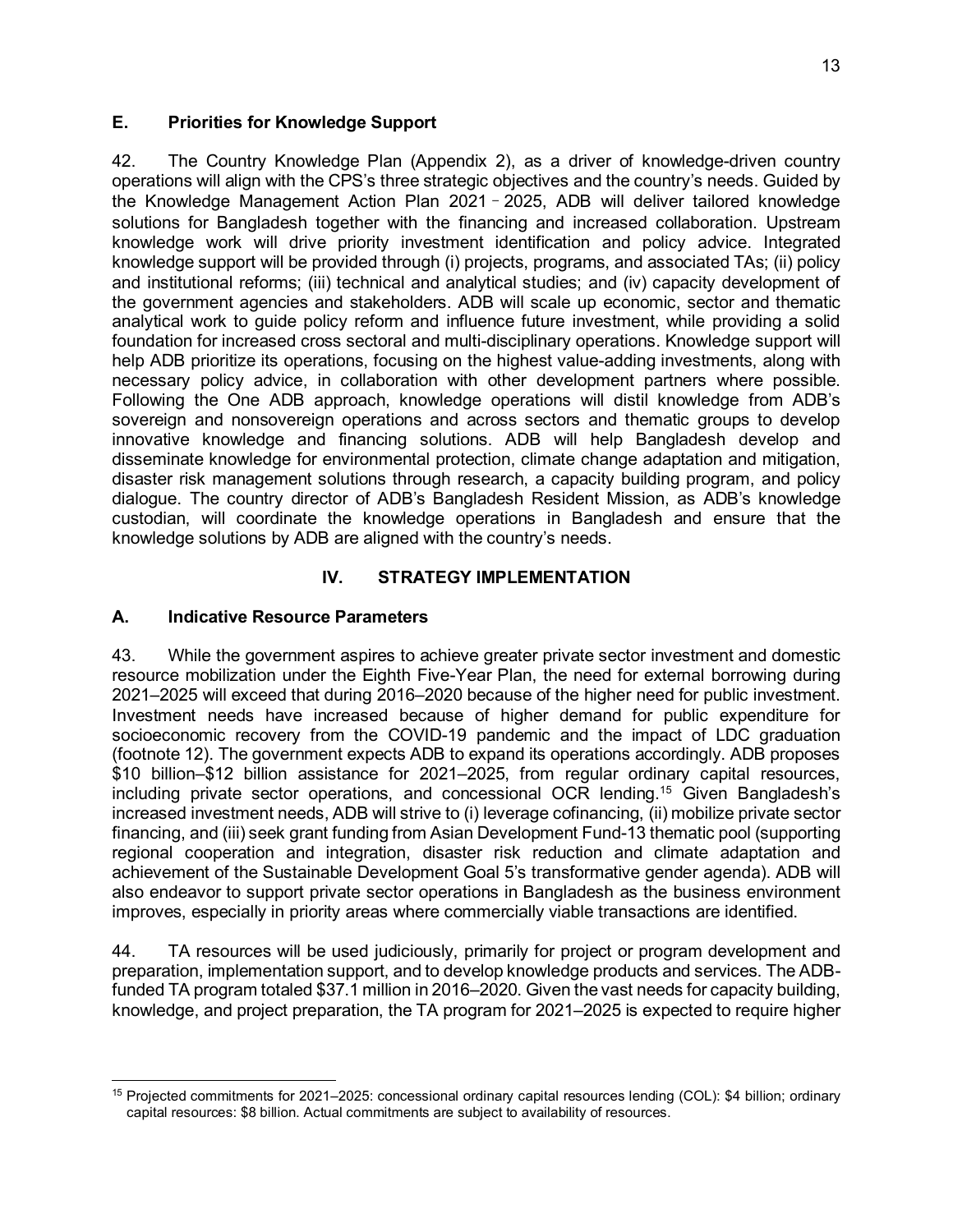### E. Priorities for Knowledge Support

42. The Country Knowledge Plan (Appendix 2), as a driver of knowledge-driven country operations will align with the CPS's three strategic objectives and the country's needs. Guided by the Knowledge Management Action Plan 2021–2025, ADB will deliver tailored knowledge solutions for Bangladesh together with the financing and increased collaboration. Upstream knowledge work will drive priority investment identification and policy advice. Integrated knowledge support will be provided through (i) projects, programs, and associated TAs; (ii) policy and institutional reforms; (iii) technical and analytical studies; and (iv) capacity development of the government agencies and stakeholders. ADB will scale up economic, sector and thematic analytical work to guide policy reform and influence future investment, while providing a solid foundation for increased cross sectoral and multi-disciplinary operations. Knowledge support will help ADB prioritize its operations, focusing on the highest value-adding investments, along with necessary policy advice, in collaboration with other development partners where possible. Following the One ADB approach, knowledge operations will distil knowledge from ADB's sovereign and nonsovereign operations and across sectors and thematic groups to develop innovative knowledge and financing solutions. ADB will help Bangladesh develop and disseminate knowledge for environmental protection, climate change adaptation and mitigation, disaster risk management solutions through research, a capacity building program, and policy dialogue. The country director of ADB's Bangladesh Resident Mission, as ADB's knowledge custodian, will coordinate the knowledge operations in Bangladesh and ensure that the knowledge solutions by ADB are aligned with the country's needs.

## IV. STRATEGY IMPLEMENTATION

### A. Indicative Resource Parameters

43. While the government aspires to achieve greater private sector investment and domestic resource mobilization under the Eighth Five-Year Plan, the need for external borrowing during 2021–2025 will exceed that during 2016–2020 because of the higher need for public investment. Investment needs have increased because of higher demand for public expenditure for socioeconomic recovery from the COVID-19 pandemic and the impact of LDC graduation (footnote 12). The government expects ADB to expand its operations accordingly. ADB proposes \$10 billion–\$12 billion assistance for 2021–2025, from regular ordinary capital resources, including private sector operations, and concessional OCR lending.[15] Given Bangladesh's increased investment needs, ADB will strive to (i) leverage cofinancing, (ii) mobilize private sector financing, and (iii) seek grant funding from Asian Development Fund-13 thematic pool (supporting regional cooperation and integration, disaster risk reduction and climate adaptation and achievement of the Sustainable Development Goal 5's transformative gender agenda). ADB will also endeavor to support private sector operations in Bangladesh as the business environment improves, especially in priority areas where commercially viable transactions are identified.

44. TA resources will be used judiciously, primarily for project or program development and preparation, implementation support, and to develop knowledge products and services. The ADB-funded TA program totaled \$37.1 million in 2016–2020. Given the vast needs for capacity building, knowledge, and project preparation, the TA program for 2021–2025 is expected to require higher

---

[15] Projected commitments for 2021–2025: concessional ordinary capital resources lending (COL): \$4 billion; ordinary capital resources: \$8 billion. Actual commitments are subject to availability of resources.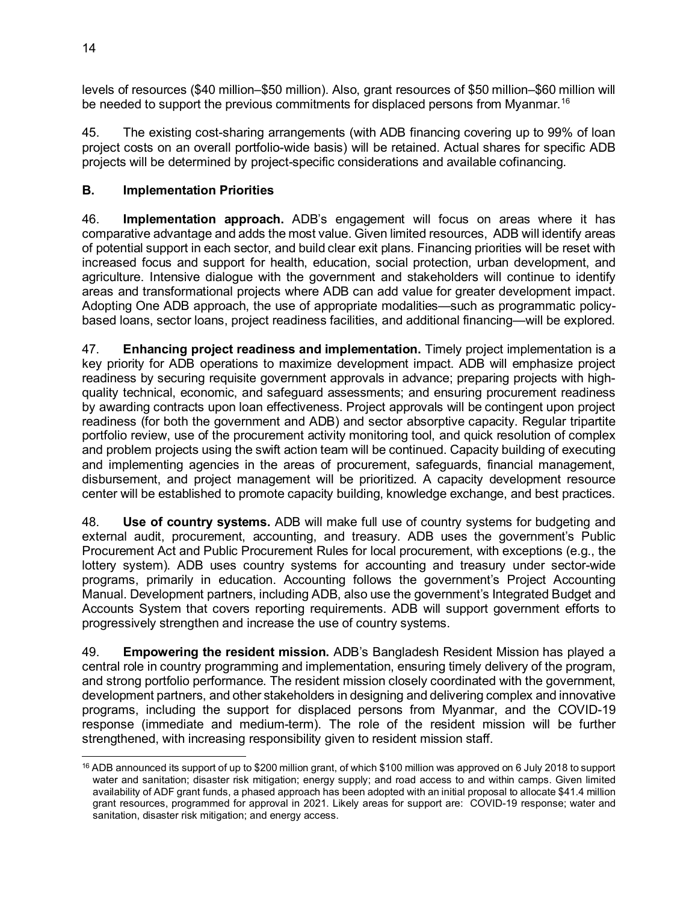levels of resources ($40 million–$50 million). Also, grant resources of $50 million–$60 million will be needed to support the previous commitments for displaced persons from Myanmar.[16]

45. The existing cost-sharing arrangements (with ADB financing covering up to 99% of loan project costs on an overall portfolio-wide basis) will be retained. Actual shares for specific ADB projects will be determined by project-specific considerations and available cofinancing.

### B. Implementation Priorities

46. **Implementation approach.** ADB's engagement will focus on areas where it has comparative advantage and adds the most value. Given limited resources, ADB will identify areas of potential support in each sector, and build clear exit plans. Financing priorities will be reset with increased focus and support for health, education, social protection, urban development, and agriculture. Intensive dialogue with the government and stakeholders will continue to identify areas and transformational projects where ADB can add value for greater development impact. Adopting One ADB approach, the use of appropriate modalities—such as programmatic policy-based loans, sector loans, project readiness facilities, and additional financing—will be explored.

47. **Enhancing project readiness and implementation.** Timely project implementation is a key priority for ADB operations to maximize development impact. ADB will emphasize project readiness by securing requisite government approvals in advance; preparing projects with high-quality technical, economic, and safeguard assessments; and ensuring procurement readiness by awarding contracts upon loan effectiveness. Project approvals will be contingent upon project readiness (for both the government and ADB) and sector absorptive capacity. Regular tripartite portfolio review, use of the procurement activity monitoring tool, and quick resolution of complex and problem projects using the swift action team will be continued. Capacity building of executing and implementing agencies in the areas of procurement, safeguards, financial management, disbursement, and project management will be prioritized. A capacity development resource center will be established to promote capacity building, knowledge exchange, and best practices.

48. **Use of country systems.** ADB will make full use of country systems for budgeting and external audit, procurement, accounting, and treasury. ADB uses the government's Public Procurement Act and Public Procurement Rules for local procurement, with exceptions (e.g., the lottery system). ADB uses country systems for accounting and treasury under sector-wide programs, primarily in education. Accounting follows the government's Project Accounting Manual. Development partners, including ADB, also use the government's Integrated Budget and Accounts System that covers reporting requirements. ADB will support government efforts to progressively strengthen and increase the use of country systems.

49. **Empowering the resident mission.** ADB's Bangladesh Resident Mission has played a central role in country programming and implementation, ensuring timely delivery of the program, and strong portfolio performance. The resident mission closely coordinated with the government, development partners, and other stakeholders in designing and delivering complex and innovative programs, including the support for displaced persons from Myanmar, and the COVID-19 response (immediate and medium-term). The role of the resident mission will be further strengthened, with increasing responsibility given to resident mission staff.

---

[16] ADB announced its support of up to $200 million grant, of which $100 million was approved on 6 July 2018 to support water and sanitation; disaster risk mitigation; energy supply; and road access to and within camps. Given limited availability of ADF grant funds, a phased approach has been adopted with an initial proposal to allocate $41.4 million grant resources, programmed for approval in 2021. Likely areas for support are: COVID-19 response; water and sanitation, disaster risk mitigation; and energy access.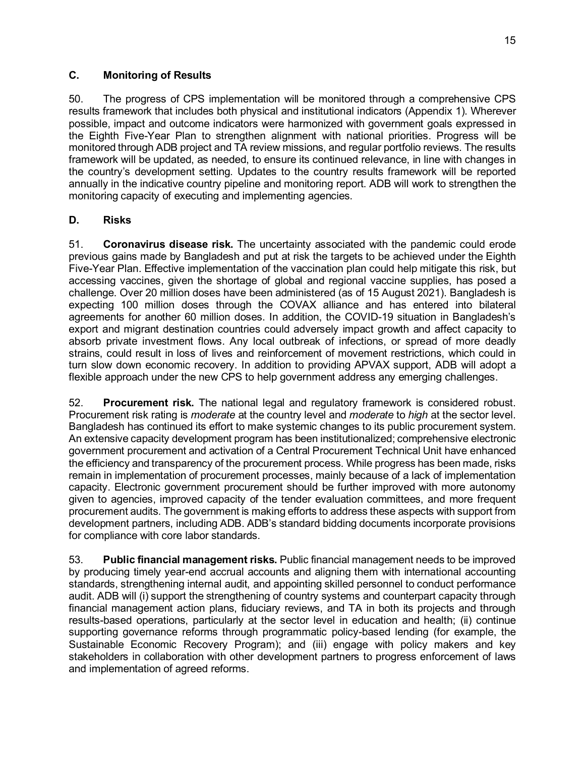### C. Monitoring of Results

50. The progress of CPS implementation will be monitored through a comprehensive CPS results framework that includes both physical and institutional indicators (Appendix 1). Wherever possible, impact and outcome indicators were harmonized with government goals expressed in the Eighth Five-Year Plan to strengthen alignment with national priorities. Progress will be monitored through ADB project and TA review missions, and regular portfolio reviews. The results framework will be updated, as needed, to ensure its continued relevance, in line with changes in the country's development setting. Updates to the country results framework will be reported annually in the indicative country pipeline and monitoring report. ADB will work to strengthen the monitoring capacity of executing and implementing agencies.

### D. Risks

51. **Coronavirus disease risk.** The uncertainty associated with the pandemic could erode previous gains made by Bangladesh and put at risk the targets to be achieved under the Eighth Five-Year Plan. Effective implementation of the vaccination plan could help mitigate this risk, but accessing vaccines, given the shortage of global and regional vaccine supplies, has posed a challenge. Over 20 million doses have been administered (as of 15 August 2021). Bangladesh is expecting 100 million doses through the COVAX alliance and has entered into bilateral agreements for another 60 million doses. In addition, the COVID-19 situation in Bangladesh's export and migrant destination countries could adversely impact growth and affect capacity to absorb private investment flows. Any local outbreak of infections, or spread of more deadly strains, could result in loss of lives and reinforcement of movement restrictions, which could in turn slow down economic recovery. In addition to providing APVAX support, ADB will adopt a flexible approach under the new CPS to help government address any emerging challenges.

52. **Procurement risk.** The national legal and regulatory framework is considered robust. Procurement risk rating is *moderate* at the country level and *moderate* to *high* at the sector level. Bangladesh has continued its effort to make systemic changes to its public procurement system. An extensive capacity development program has been institutionalized; comprehensive electronic government procurement and activation of a Central Procurement Technical Unit have enhanced the efficiency and transparency of the procurement process. While progress has been made, risks remain in implementation of procurement processes, mainly because of a lack of implementation capacity. Electronic government procurement should be further improved with more autonomy given to agencies, improved capacity of the tender evaluation committees, and more frequent procurement audits. The government is making efforts to address these aspects with support from development partners, including ADB. ADB's standard bidding documents incorporate provisions for compliance with core labor standards.

53. **Public financial management risks.** Public financial management needs to be improved by producing timely year-end accrual accounts and aligning them with international accounting standards, strengthening internal audit, and appointing skilled personnel to conduct performance audit. ADB will (i) support the strengthening of country systems and counterpart capacity through financial management action plans, fiduciary reviews, and TA in both its projects and through results-based operations, particularly at the sector level in education and health; (ii) continue supporting governance reforms through programmatic policy-based lending (for example, the Sustainable Economic Recovery Program); and (iii) engage with policy makers and key stakeholders in collaboration with other development partners to progress enforcement of laws and implementation of agreed reforms.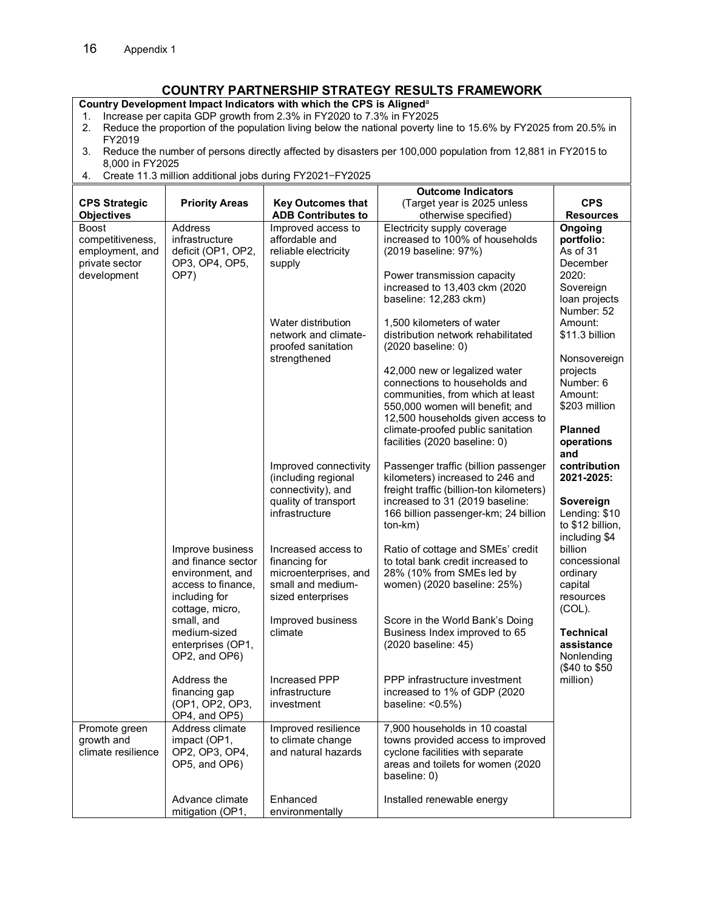## COUNTRY PARTNERSHIP STRATEGY RESULTS FRAMEWORK

**Country Development Impact Indicators with which the CPS is Aligned**[a]

1. Increase per capita GDP growth from 2.3% in FY2020 to 7.3% in FY2025
2. Reduce the proportion of the population living below the national poverty line to 15.6% by FY2025 from 20.5% in FY2019
3. Reduce the number of persons directly affected by disasters per 100,000 population from 12,881 in FY2015 to 8,000 in FY2025
4. Create 11.3 million additional jobs during FY2021−FY2025

| CPS Strategic Objectives | Priority Areas | Key Outcomes that ADB Contributes to | Outcome Indicators (Target year is 2025 unless otherwise specified) | CPS Resources |
|---|---|---|---|---|
| Boost competitiveness, employment, and private sector development | Address infrastructure deficit (OP1, OP2, OP3, OP4, OP5, OP7) | Improved access to affordable and reliable electricity supply | Electricity supply coverage increased to 100% of households (2019 baseline: 97%)<br><br>Power transmission capacity increased to 13,403 ckm (2020 baseline: 12,283 ckm) | **Ongoing portfolio:** As of 31 December 2020: Sovereign loan projects Number: 52 Amount: $11.3 billion<br><br>Nonsovereign projects Number: 6 Amount: $203 million<br><br>**Planned operations and contribution 2021-2025:**<br><br>**Sovereign** Lending: $10 to $12 billion, including $4 billion concessional ordinary capital resources (COL).<br><br>**Technical assistance** Nonlending ($40 to $50 million) |
| | | Water distribution network and climate-proofed sanitation strengthened | 1,500 kilometers of water distribution network rehabilitated (2020 baseline: 0)<br><br>42,000 new or legalized water connections to households and communities, from which at least 550,000 women will benefit; and 12,500 households given access to climate-proofed public sanitation facilities (2020 baseline: 0) | |
| | | Improved connectivity (including regional connectivity), and quality of transport infrastructure | Passenger traffic (billion passenger kilometers) increased to 246 and freight traffic (billion-ton kilometers) increased to 31 (2019 baseline: 166 billion passenger-km; 24 billion ton-km) | |
| | Improve business and finance sector environment, and access to finance, including for cottage, micro, small, and medium-sized enterprises (OP1, OP2, and OP6) | Increased access to financing for microenterprises, and small and medium-sized enterprises | Ratio of cottage and SMEs' credit to total bank credit increased to 28% (10% from SMEs led by women) (2020 baseline: 25%) | |
| | | Improved business climate | Score in the World Bank's Doing Business Index improved to 65 (2020 baseline: 45) | |
| | Address the financing gap (OP1, OP2, OP3, OP4, and OP5) | Increased PPP infrastructure investment | PPP infrastructure investment increased to 1% of GDP (2020 baseline: <0.5%) | |
| Promote green growth and climate resilience | Address climate impact (OP1, OP2, OP3, OP4, OP5, and OP6) | Improved resilience to climate change and natural hazards | 7,900 households in 10 coastal towns provided access to improved cyclone facilities with separate areas and toilets for women (2020 baseline: 0) | |
| | Advance climate mitigation (OP1, | Enhanced environmentally | Installed renewable energy | |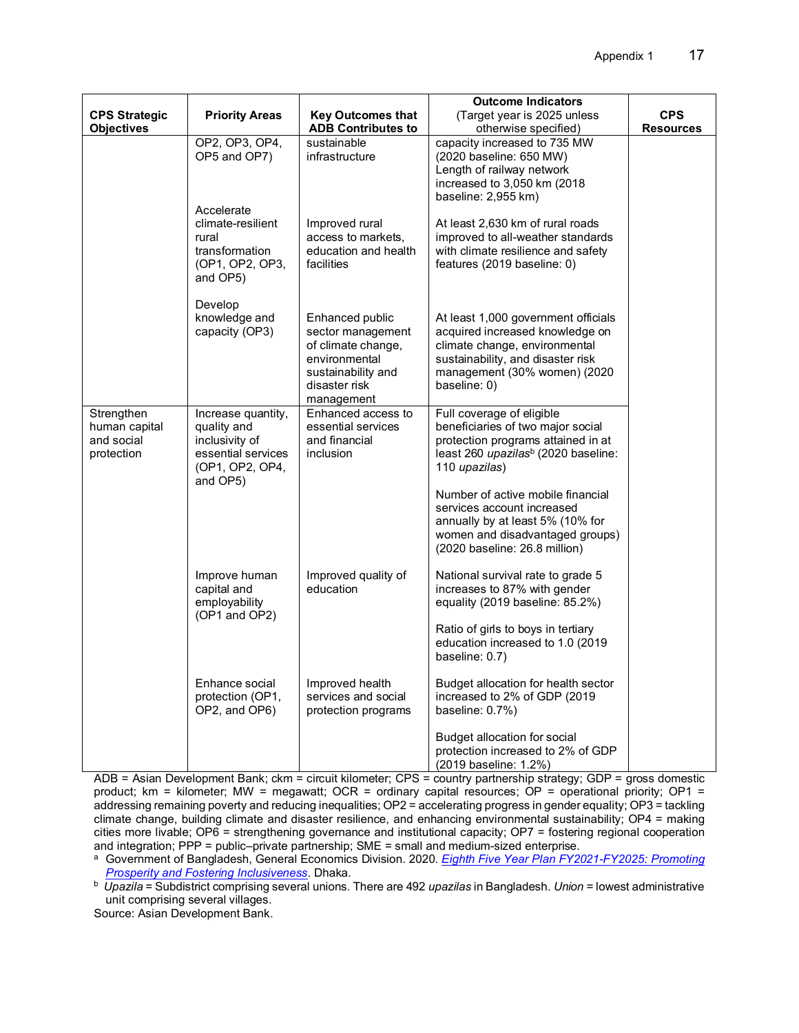| CPS Strategic Objectives | Priority Areas | Key Outcomes that ADB Contributes to | Outcome Indicators (Target year is 2025 unless otherwise specified) | CPS Resources |
|---|---|---|---|---|
| | OP2, OP3, OP4, OP5 and OP7) | sustainable infrastructure | capacity increased to 735 MW (2020 baseline: 650 MW)<br>Length of railway network increased to 3,050 km (2018 baseline: 2,955 km) | |
| | Accelerate climate-resilient rural transformation (OP1, OP2, OP3, and OP5) | Improved rural access to markets, education and health facilities | At least 2,630 km of rural roads improved to all-weather standards with climate resilience and safety features (2019 baseline: 0) | |
| | Develop knowledge and capacity (OP3) | Enhanced public sector management of climate change, environmental sustainability and disaster risk management | At least 1,000 government officials acquired increased knowledge on climate change, environmental sustainability, and disaster risk management (30% women) (2020 baseline: 0) | |
| Strengthen human capital and social protection | Increase quantity, quality and inclusivity of essential services (OP1, OP2, OP4, and OP5) | Enhanced access to essential services and financial inclusion | Full coverage of eligible beneficiaries of two major social protection programs attained in at least 260 *upazilas*[b] (2020 baseline: 110 *upazilas*)<br><br>Number of active mobile financial services account increased annually by at least 5% (10% for women and disadvantaged groups) (2020 baseline: 26.8 million) | |
| | Improve human capital and employability (OP1 and OP2) | Improved quality of education | National survival rate to grade 5 increases to 87% with gender equality (2019 baseline: 85.2%)<br><br>Ratio of girls to boys in tertiary education increased to 1.0 (2019 baseline: 0.7) | |
| | Enhance social protection (OP1, OP2, and OP6) | Improved health services and social protection programs | Budget allocation for health sector increased to 2% of GDP (2019 baseline: 0.7%)<br><br>Budget allocation for social protection increased to 2% of GDP (2019 baseline: 1.2%) | |

ADB = Asian Development Bank; ckm = circuit kilometer; CPS = country partnership strategy; GDP = gross domestic product; km = kilometer; MW = megawatt; OCR = ordinary capital resources; OP = operational priority; OP1 = addressing remaining poverty and reducing inequalities; OP2 = accelerating progress in gender equality; OP3 = tackling climate change, building climate and disaster resilience, and enhancing environmental sustainability; OP4 = making cities more livable; OP6 = strengthening governance and institutional capacity; OP7 = fostering regional cooperation and integration; PPP = public–private partnership; SME = small and medium-sized enterprise.

[a] Government of Bangladesh, General Economics Division. 2020. *Eighth Five Year Plan FY2021-FY2025: Promoting Prosperity and Fostering Inclusiveness*. Dhaka.

[b] *Upazila* = Subdistrict comprising several unions. There are 492 *upazilas* in Bangladesh. *Union* = lowest administrative unit comprising several villages.

Source: Asian Development Bank.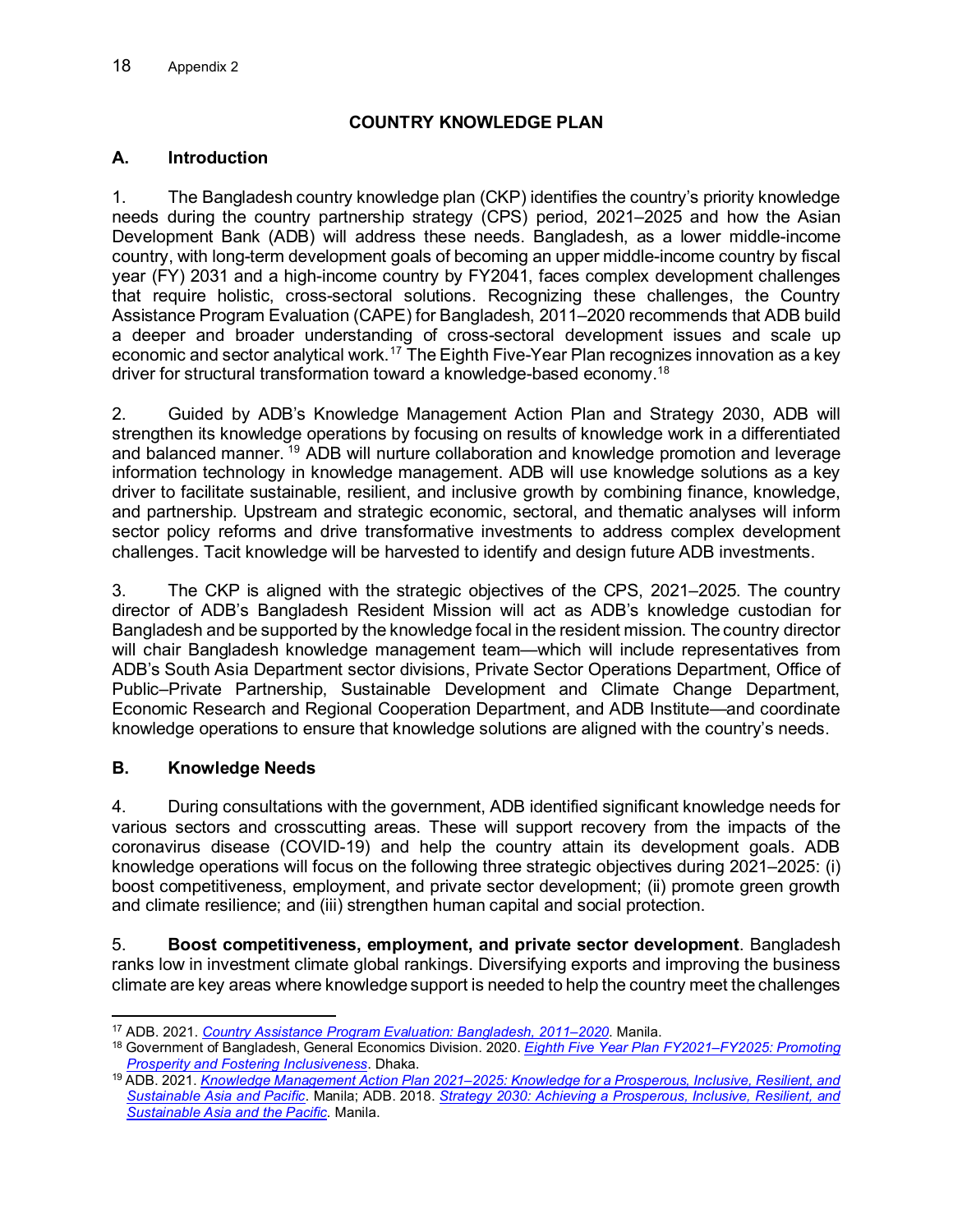## COUNTRY KNOWLEDGE PLAN

### A. Introduction

1. The Bangladesh country knowledge plan (CKP) identifies the country's priority knowledge needs during the country partnership strategy (CPS) period, 2021–2025 and how the Asian Development Bank (ADB) will address these needs. Bangladesh, as a lower middle-income country, with long-term development goals of becoming an upper middle-income country by fiscal year (FY) 2031 and a high-income country by FY2041, faces complex development challenges that require holistic, cross-sectoral solutions. Recognizing these challenges, the Country Assistance Program Evaluation (CAPE) for Bangladesh, 2011–2020 recommends that ADB build a deeper and broader understanding of cross-sectoral development issues and scale up economic and sector analytical work.[17] The Eighth Five-Year Plan recognizes innovation as a key driver for structural transformation toward a knowledge-based economy.[18]

2. Guided by ADB's Knowledge Management Action Plan and Strategy 2030, ADB will strengthen its knowledge operations by focusing on results of knowledge work in a differentiated and balanced manner.[19] ADB will nurture collaboration and knowledge promotion and leverage information technology in knowledge management. ADB will use knowledge solutions as a key driver to facilitate sustainable, resilient, and inclusive growth by combining finance, knowledge, and partnership. Upstream and strategic economic, sectoral, and thematic analyses will inform sector policy reforms and drive transformative investments to address complex development challenges. Tacit knowledge will be harvested to identify and design future ADB investments.

3. The CKP is aligned with the strategic objectives of the CPS, 2021–2025. The country director of ADB's Bangladesh Resident Mission will act as ADB's knowledge custodian for Bangladesh and be supported by the knowledge focal in the resident mission. The country director will chair Bangladesh knowledge management team—which will include representatives from ADB's South Asia Department sector divisions, Private Sector Operations Department, Office of Public–Private Partnership, Sustainable Development and Climate Change Department, Economic Research and Regional Cooperation Department, and ADB Institute—and coordinate knowledge operations to ensure that knowledge solutions are aligned with the country's needs.

### B. Knowledge Needs

4. During consultations with the government, ADB identified significant knowledge needs for various sectors and crosscutting areas. These will support recovery from the impacts of the coronavirus disease (COVID-19) and help the country attain its development goals. ADB knowledge operations will focus on the following three strategic objectives during 2021–2025: (i) boost competitiveness, employment, and private sector development; (ii) promote green growth and climate resilience; and (iii) strengthen human capital and social protection.

5. **Boost competitiveness, employment, and private sector development**. Bangladesh ranks low in investment climate global rankings. Diversifying exports and improving the business climate are key areas where knowledge support is needed to help the country meet the challenges

---

[17] ADB. 2021. *Country Assistance Program Evaluation: Bangladesh, 2011–2020*. Manila.

[18] Government of Bangladesh, General Economics Division. 2020. *Eighth Five Year Plan FY2021–FY2025: Promoting Prosperity and Fostering Inclusiveness*. Dhaka.

[19] ADB. 2021. *Knowledge Management Action Plan 2021–2025: Knowledge for a Prosperous, Inclusive, Resilient, and Sustainable Asia and Pacific*. Manila; ADB. 2018. *Strategy 2030: Achieving a Prosperous, Inclusive, Resilient, and Sustainable Asia and the Pacific*. Manila.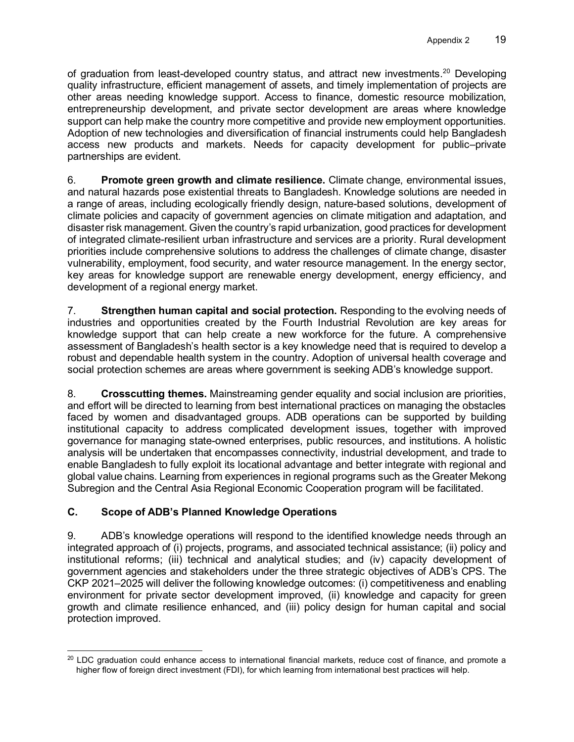of graduation from least-developed country status, and attract new investments.[20] Developing quality infrastructure, efficient management of assets, and timely implementation of projects are other areas needing knowledge support. Access to finance, domestic resource mobilization, entrepreneurship development, and private sector development are areas where knowledge support can help make the country more competitive and provide new employment opportunities. Adoption of new technologies and diversification of financial instruments could help Bangladesh access new products and markets. Needs for capacity development for public–private partnerships are evident.

6. **Promote green growth and climate resilience.** Climate change, environmental issues, and natural hazards pose existential threats to Bangladesh. Knowledge solutions are needed in a range of areas, including ecologically friendly design, nature-based solutions, development of climate policies and capacity of government agencies on climate mitigation and adaptation, and disaster risk management. Given the country's rapid urbanization, good practices for development of integrated climate-resilient urban infrastructure and services are a priority. Rural development priorities include comprehensive solutions to address the challenges of climate change, disaster vulnerability, employment, food security, and water resource management. In the energy sector, key areas for knowledge support are renewable energy development, energy efficiency, and development of a regional energy market.

7. **Strengthen human capital and social protection.** Responding to the evolving needs of industries and opportunities created by the Fourth Industrial Revolution are key areas for knowledge support that can help create a new workforce for the future. A comprehensive assessment of Bangladesh's health sector is a key knowledge need that is required to develop a robust and dependable health system in the country. Adoption of universal health coverage and social protection schemes are areas where government is seeking ADB's knowledge support.

8. **Crosscutting themes.** Mainstreaming gender equality and social inclusion are priorities, and effort will be directed to learning from best international practices on managing the obstacles faced by women and disadvantaged groups. ADB operations can be supported by building institutional capacity to address complicated development issues, together with improved governance for managing state-owned enterprises, public resources, and institutions. A holistic analysis will be undertaken that encompasses connectivity, industrial development, and trade to enable Bangladesh to fully exploit its locational advantage and better integrate with regional and global value chains. Learning from experiences in regional programs such as the Greater Mekong Subregion and the Central Asia Regional Economic Cooperation program will be facilitated.

### C. Scope of ADB's Planned Knowledge Operations

9. ADB's knowledge operations will respond to the identified knowledge needs through an integrated approach of (i) projects, programs, and associated technical assistance; (ii) policy and institutional reforms; (iii) technical and analytical studies; and (iv) capacity development of government agencies and stakeholders under the three strategic objectives of ADB's CPS. The CKP 2021–2025 will deliver the following knowledge outcomes: (i) competitiveness and enabling environment for private sector development improved, (ii) knowledge and capacity for green growth and climate resilience enhanced, and (iii) policy design for human capital and social protection improved.

---

[20] LDC graduation could enhance access to international financial markets, reduce cost of finance, and promote a higher flow of foreign direct investment (FDI), for which learning from international best practices will help.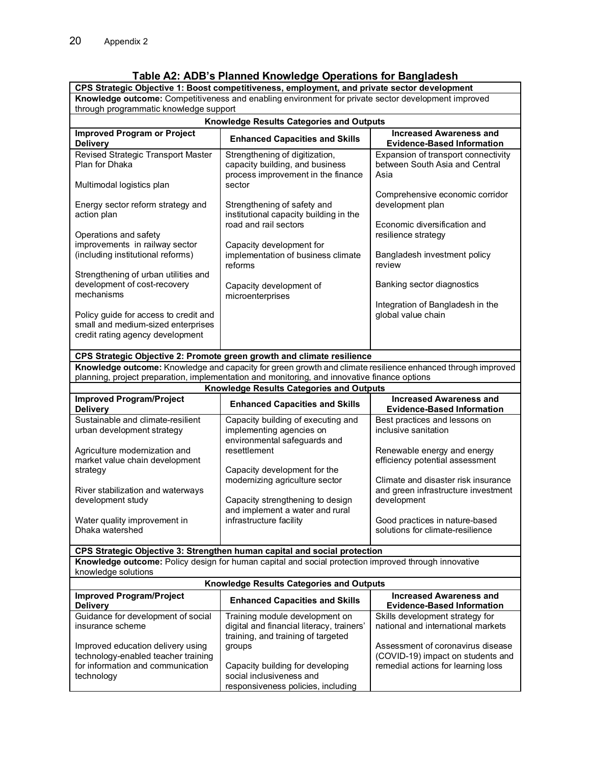**Table A2: ADB's Planned Knowledge Operations for Bangladesh**

| **CPS Strategic Objective 1: Boost competitiveness, employment, and private sector development** | | |
|---|---|---|
| **Knowledge outcome:** Competitiveness and enabling environment for private sector development improved through programmatic knowledge support | | |
| **Knowledge Results Categories and Outputs** | | |
| **Improved Program or Project Delivery** | **Enhanced Capacities and Skills** | **Increased Awareness and Evidence-Based Information** |
| Revised Strategic Transport Master Plan for Dhaka<br><br>Multimodal logistics plan<br><br>Energy sector reform strategy and action plan<br><br>Operations and safety improvements in railway sector (including institutional reforms)<br><br>Strengthening of urban utilities and development of cost-recovery mechanisms<br><br>Policy guide for access to credit and small and medium-sized enterprises credit rating agency development | Strengthening of digitization, capacity building, and business process improvement in the finance sector<br><br>Strengthening of safety and institutional capacity building in the road and rail sectors<br><br>Capacity development for implementation of business climate reforms<br><br>Capacity development of microenterprises | Expansion of transport connectivity between South Asia and Central Asia<br><br>Comprehensive economic corridor development plan<br><br>Economic diversification and resilience strategy<br><br>Bangladesh investment policy review<br><br>Banking sector diagnostics<br><br>Integration of Bangladesh in the global value chain |
| **CPS Strategic Objective 2: Promote green growth and climate resilience** | | |
| **Knowledge outcome:** Knowledge and capacity for green growth and climate resilience enhanced through improved planning, project preparation, implementation and monitoring, and innovative finance options | | |
| **Knowledge Results Categories and Outputs** | | |
| **Improved Program/Project Delivery** | **Enhanced Capacities and Skills** | **Increased Awareness and Evidence-Based Information** |
| Sustainable and climate-resilient urban development strategy<br><br>Agriculture modernization and market value chain development strategy<br><br>River stabilization and waterways development study<br><br>Water quality improvement in Dhaka watershed | Capacity building of executing and implementing agencies on environmental safeguards and resettlement<br><br>Capacity development for the modernizing agriculture sector<br><br>Capacity strengthening to design and implement a water and rural infrastructure facility | Best practices and lessons on inclusive sanitation<br><br>Renewable energy and energy efficiency potential assessment<br><br>Climate and disaster risk insurance and green infrastructure investment development<br><br>Good practices in nature-based solutions for climate-resilience |
| **CPS Strategic Objective 3: Strengthen human capital and social protection** | | |
| **Knowledge outcome:** Policy design for human capital and social protection improved through innovative knowledge solutions | | |
| **Knowledge Results Categories and Outputs** | | |
| **Improved Program/Project Delivery** | **Enhanced Capacities and Skills** | **Increased Awareness and Evidence-Based Information** |
| Guidance for development of social insurance scheme<br><br>Improved education delivery using technology-enabled teacher training for information and communication technology | Training module development on digital and financial literacy, trainers' training, and training of targeted groups<br><br>Capacity building for developing social inclusiveness and responsiveness policies, including | Skills development strategy for national and international markets<br><br>Assessment of coronavirus disease (COVID-19) impact on students and remedial actions for learning loss |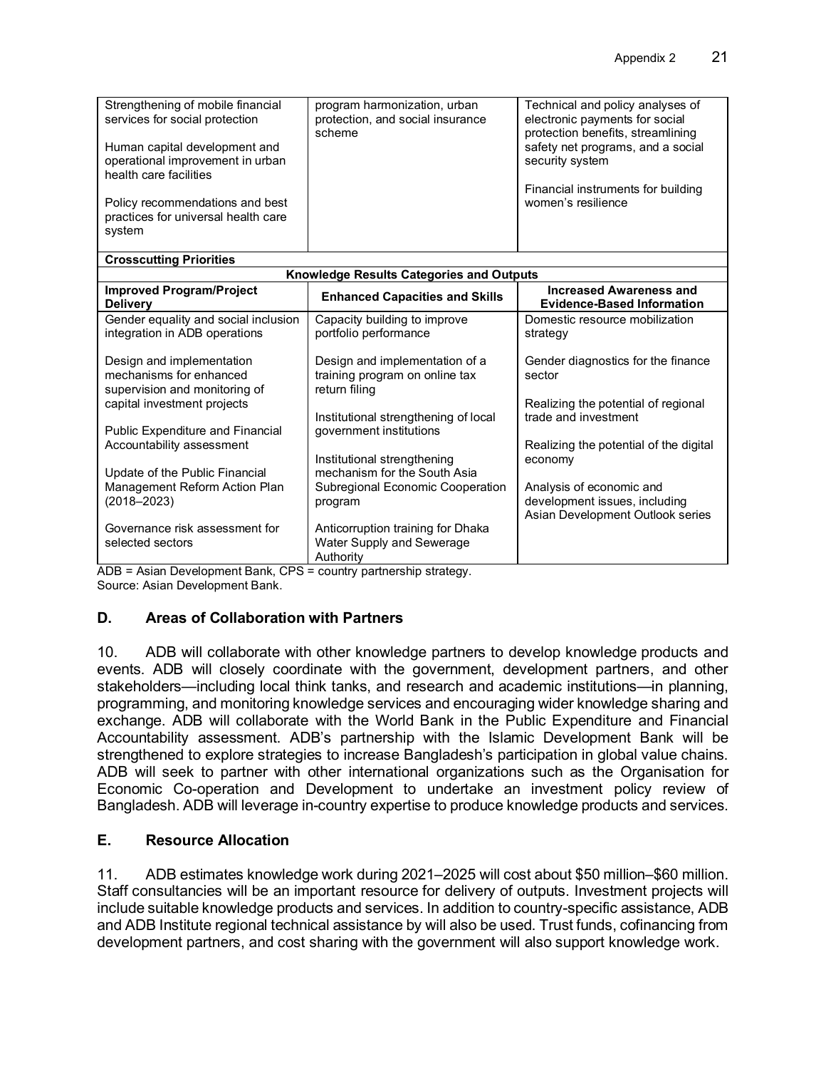| | | |
|---|---|---|
| Strengthening of mobile financial services for social protection<br><br>Human capital development and operational improvement in urban health care facilities<br><br>Policy recommendations and best practices for universal health care system | program harmonization, urban protection, and social insurance scheme | Technical and policy analyses of electronic payments for social protection benefits, streamlining safety net programs, and a social security system<br><br>Financial instruments for building women's resilience |
| **Crosscutting Priorities** | | |
| **Knowledge Results Categories and Outputs** | | |
| **Improved Program/Project Delivery** | **Enhanced Capacities and Skills** | **Increased Awareness and Evidence-Based Information** |
| Gender equality and social inclusion integration in ADB operations<br><br>Design and implementation mechanisms for enhanced supervision and monitoring of capital investment projects<br><br>Public Expenditure and Financial Accountability assessment<br><br>Update of the Public Financial Management Reform Action Plan (2018–2023)<br><br>Governance risk assessment for selected sectors | Capacity building to improve portfolio performance<br><br>Design and implementation of a training program on online tax return filing<br><br>Institutional strengthening of local government institutions<br><br>Institutional strengthening mechanism for the South Asia Subregional Economic Cooperation program<br><br>Anticorruption training for Dhaka Water Supply and Sewerage Authority | Domestic resource mobilization strategy<br><br>Gender diagnostics for the finance sector<br><br>Realizing the potential of regional trade and investment<br><br>Realizing the potential of the digital economy<br><br>Analysis of economic and development issues, including Asian Development Outlook series |

ADB = Asian Development Bank, CPS = country partnership strategy.
Source: Asian Development Bank.

## D. Areas of Collaboration with Partners

10. ADB will collaborate with other knowledge partners to develop knowledge products and events. ADB will closely coordinate with the government, development partners, and other stakeholders—including local think tanks, and research and academic institutions—in planning, programming, and monitoring knowledge services and encouraging wider knowledge sharing and exchange. ADB will collaborate with the World Bank in the Public Expenditure and Financial Accountability assessment. ADB's partnership with the Islamic Development Bank will be strengthened to explore strategies to increase Bangladesh's participation in global value chains. ADB will seek to partner with other international organizations such as the Organisation for Economic Co-operation and Development to undertake an investment policy review of Bangladesh. ADB will leverage in-country expertise to produce knowledge products and services.

## E. Resource Allocation

11. ADB estimates knowledge work during 2021–2025 will cost about $50 million–$60 million. Staff consultancies will be an important resource for delivery of outputs. Investment projects will include suitable knowledge products and services. In addition to country-specific assistance, ADB and ADB Institute regional technical assistance by will also be used. Trust funds, cofinancing from development partners, and cost sharing with the government will also support knowledge work.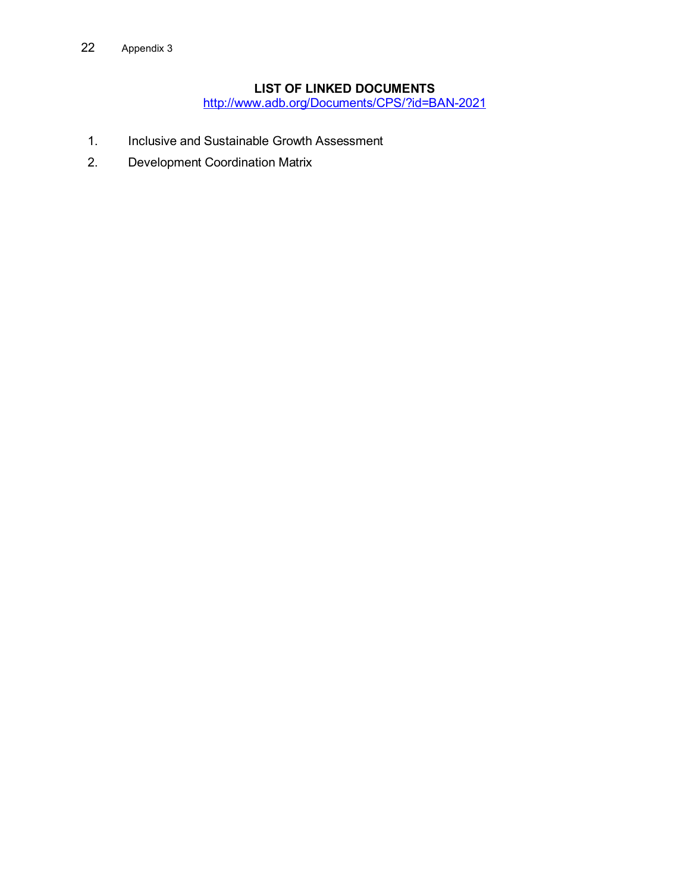# LIST OF LINKED DOCUMENTS

http://www.adb.org/Documents/CPS/?id=BAN-2021

1. Inclusive and Sustainable Growth Assessment
2. Development Coordination Matrix